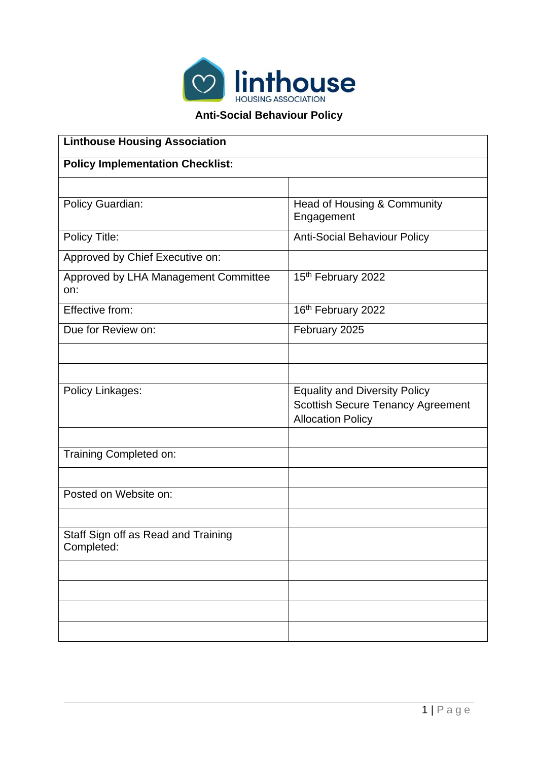linthouse
HOUSING ASSOCIATION

# Anti-Social Behaviour Policy

| **Linthouse Housing Association** | |
|---|---|
| **Policy Implementation Checklist:** | |
| | |
| Policy Guardian: | Head of Housing & Community Engagement |
| Policy Title: | Anti-Social Behaviour Policy |
| Approved by Chief Executive on: | |
| Approved by LHA Management Committee on: | 15th February 2022 |
| Effective from: | 16th February 2022 |
| Due for Review on: | February 2025 |
| | |
| | |
| Policy Linkages: | Equality and Diversity Policy<br>Scottish Secure Tenancy Agreement<br>Allocation Policy |
| | |
| Training Completed on: | |
| | |
| Posted on Website on: | |
| | |
| Staff Sign off as Read and Training Completed: | |
| | |
| | |
| | |
| | |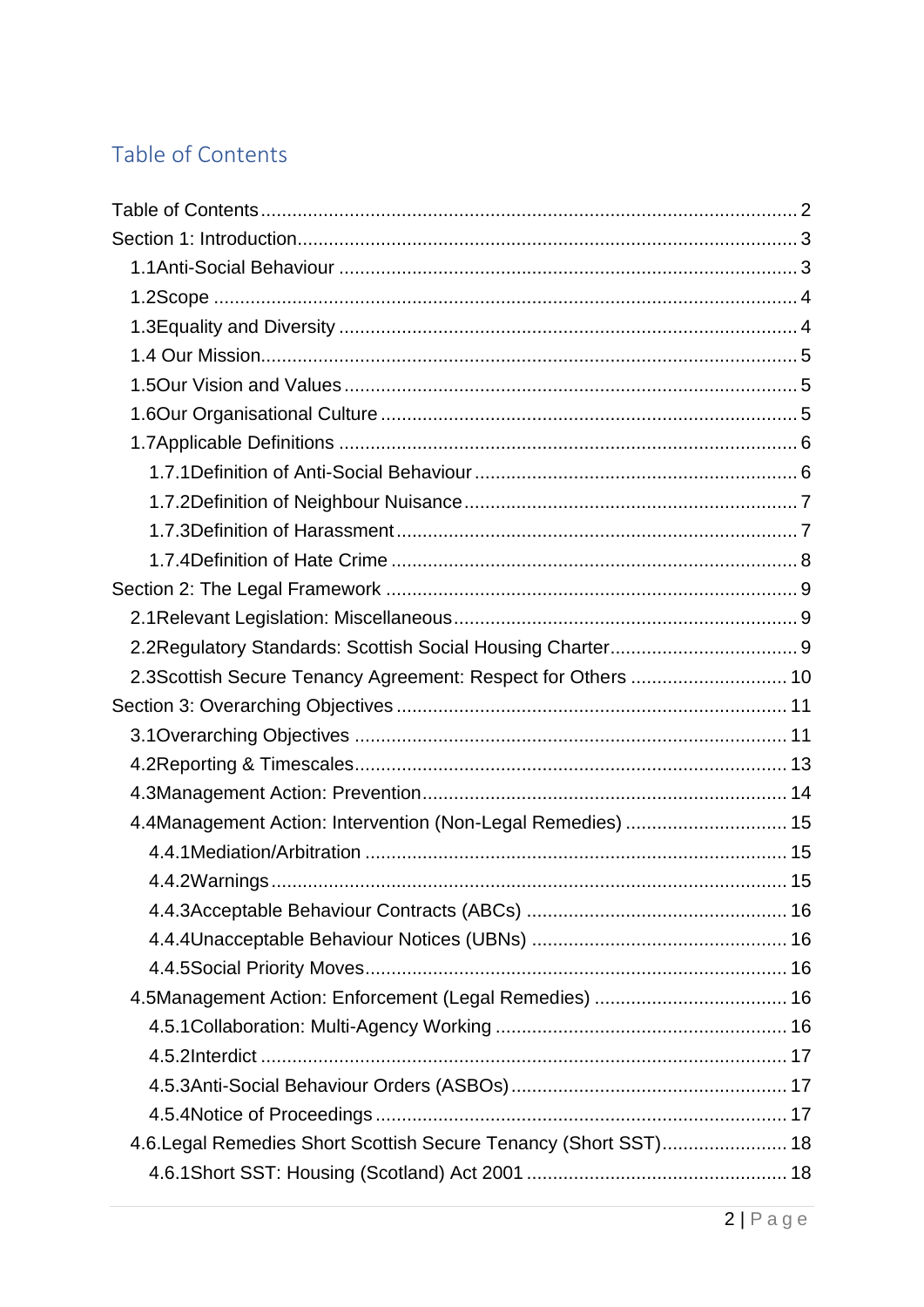# Table of Contents

Table of Contents ..... 2
Section 1: Introduction ..... 3
- 1.1Anti-Social Behaviour ..... 3
- 1.2Scope ..... 4
- 1.3Equality and Diversity ..... 4
- 1.4 Our Mission ..... 5
- 1.5Our Vision and Values ..... 5
- 1.6Our Organisational Culture ..... 5
- 1.7Applicable Definitions ..... 6
  - 1.7.1Definition of Anti-Social Behaviour ..... 6
  - 1.7.2Definition of Neighbour Nuisance ..... 7
  - 1.7.3Definition of Harassment ..... 7
  - 1.7.4Definition of Hate Crime ..... 8

Section 2: The Legal Framework ..... 9
- 2.1Relevant Legislation: Miscellaneous ..... 9
- 2.2Regulatory Standards: Scottish Social Housing Charter ..... 9
- 2.3Scottish Secure Tenancy Agreement: Respect for Others ..... 10

Section 3: Overarching Objectives ..... 11
- 3.1Overarching Objectives ..... 11
- 4.2Reporting & Timescales ..... 13
- 4.3Management Action: Prevention ..... 14
- 4.4Management Action: Intervention (Non-Legal Remedies) ..... 15
  - 4.4.1Mediation/Arbitration ..... 15
  - 4.4.2Warnings ..... 15
  - 4.4.3Acceptable Behaviour Contracts (ABCs) ..... 16
  - 4.4.4Unacceptable Behaviour Notices (UBNs) ..... 16
  - 4.4.5Social Priority Moves ..... 16
- 4.5Management Action: Enforcement (Legal Remedies) ..... 16
  - 4.5.1Collaboration: Multi-Agency Working ..... 16
  - 4.5.2Interdict ..... 17
  - 4.5.3Anti-Social Behaviour Orders (ASBOs) ..... 17
  - 4.5.4Notice of Proceedings ..... 17
- 4.6.Legal Remedies Short Scottish Secure Tenancy (Short SST) ..... 18
  - 4.6.1Short SST: Housing (Scotland) Act 2001 ..... 18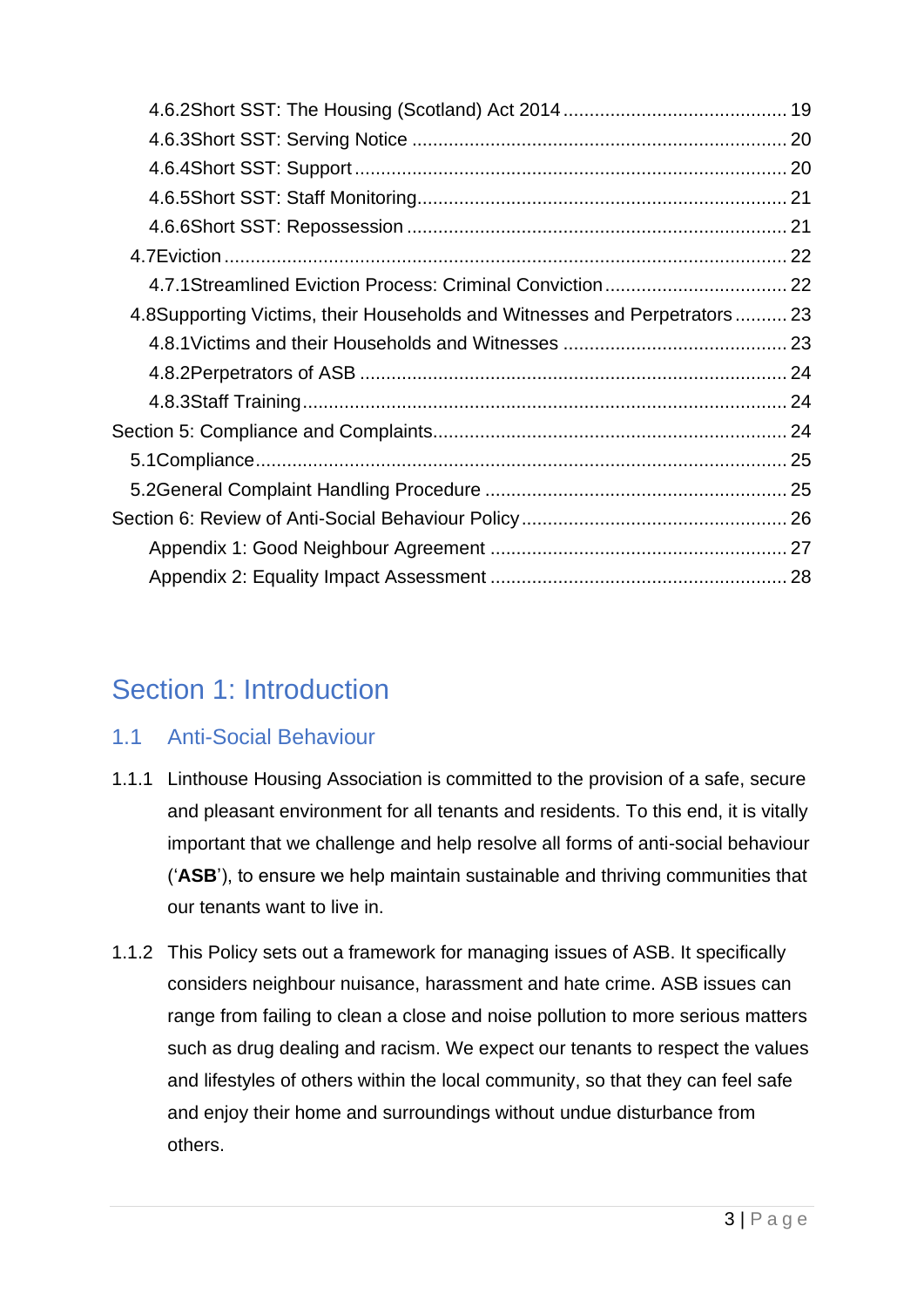4.6.2 Short SST: The Housing (Scotland) Act 2014 ... 19
4.6.3 Short SST: Serving Notice ... 20
4.6.4 Short SST: Support ... 20
4.6.5 Short SST: Staff Monitoring ... 21
4.6.6 Short SST: Repossession ... 21
4.7 Eviction ... 22
4.7.1 Streamlined Eviction Process: Criminal Conviction ... 22
4.8 Supporting Victims, their Households and Witnesses and Perpetrators ... 23
4.8.1 Victims and their Households and Witnesses ... 23
4.8.2 Perpetrators of ASB ... 24
4.8.3 Staff Training ... 24
Section 5: Compliance and Complaints ... 24
5.1 Compliance ... 25
5.2 General Complaint Handling Procedure ... 25
Section 6: Review of Anti-Social Behaviour Policy ... 26
Appendix 1: Good Neighbour Agreement ... 27
Appendix 2: Equality Impact Assessment ... 28

# Section 1: Introduction

## 1.1 Anti-Social Behaviour

1.1.1 Linthouse Housing Association is committed to the provision of a safe, secure and pleasant environment for all tenants and residents. To this end, it is vitally important that we challenge and help resolve all forms of anti-social behaviour ('**ASB**'), to ensure we help maintain sustainable and thriving communities that our tenants want to live in.

1.1.2 This Policy sets out a framework for managing issues of ASB. It specifically considers neighbour nuisance, harassment and hate crime. ASB issues can range from failing to clean a close and noise pollution to more serious matters such as drug dealing and racism. We expect our tenants to respect the values and lifestyles of others within the local community, so that they can feel safe and enjoy their home and surroundings without undue disturbance from others.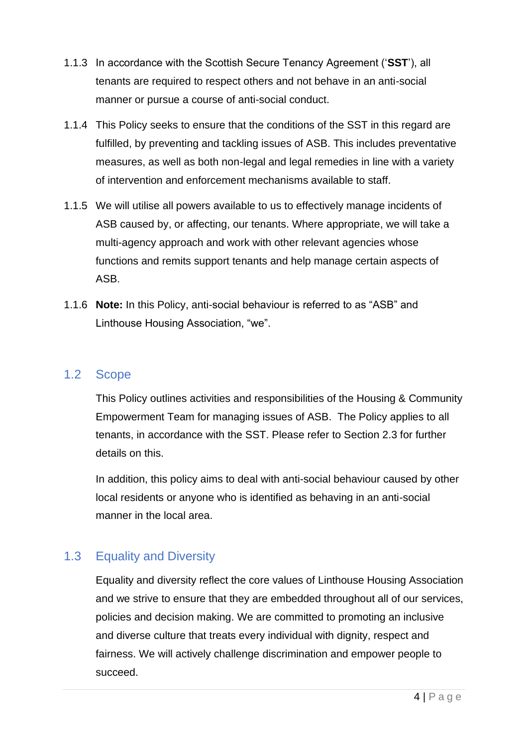1.1.3 In accordance with the Scottish Secure Tenancy Agreement ('**SST**'), all tenants are required to respect others and not behave in an anti-social manner or pursue a course of anti-social conduct.

1.1.4 This Policy seeks to ensure that the conditions of the SST in this regard are fulfilled, by preventing and tackling issues of ASB. This includes preventative measures, as well as both non-legal and legal remedies in line with a variety of intervention and enforcement mechanisms available to staff.

1.1.5 We will utilise all powers available to us to effectively manage incidents of ASB caused by, or affecting, our tenants. Where appropriate, we will take a multi-agency approach and work with other relevant agencies whose functions and remits support tenants and help manage certain aspects of ASB.

1.1.6 **Note:** In this Policy, anti-social behaviour is referred to as "ASB" and Linthouse Housing Association, "we".

## 1.2 Scope

This Policy outlines activities and responsibilities of the Housing & Community Empowerment Team for managing issues of ASB. The Policy applies to all tenants, in accordance with the SST. Please refer to Section 2.3 for further details on this.

In addition, this policy aims to deal with anti-social behaviour caused by other local residents or anyone who is identified as behaving in an anti-social manner in the local area.

## 1.3 Equality and Diversity

Equality and diversity reflect the core values of Linthouse Housing Association and we strive to ensure that they are embedded throughout all of our services, policies and decision making. We are committed to promoting an inclusive and diverse culture that treats every individual with dignity, respect and fairness. We will actively challenge discrimination and empower people to succeed.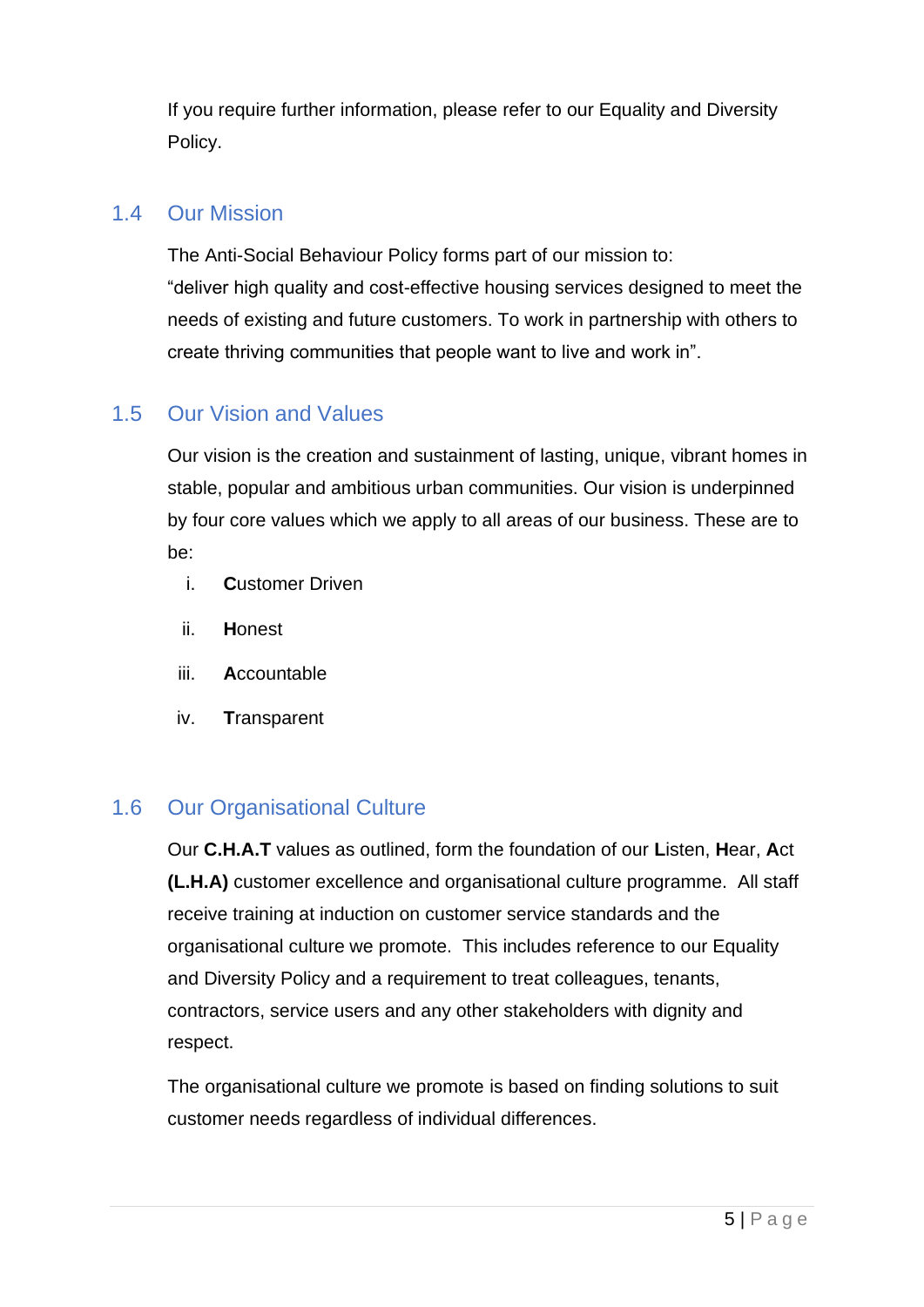If you require further information, please refer to our Equality and Diversity Policy.

## 1.4 Our Mission

The Anti-Social Behaviour Policy forms part of our mission to:
“deliver high quality and cost-effective housing services designed to meet the needs of existing and future customers. To work in partnership with others to create thriving communities that people want to live and work in”.

## 1.5 Our Vision and Values

Our vision is the creation and sustainment of lasting, unique, vibrant homes in stable, popular and ambitious urban communities. Our vision is underpinned by four core values which we apply to all areas of our business. These are to be:

i. **C**ustomer Driven

ii. **H**onest

iii. **A**ccountable

iv. **T**ransparent

## 1.6 Our Organisational Culture

Our **C.H.A.T** values as outlined, form the foundation of our **L**isten, **H**ear, **A**ct **(L.H.A)** customer excellence and organisational culture programme. All staff receive training at induction on customer service standards and the organisational culture we promote. This includes reference to our Equality and Diversity Policy and a requirement to treat colleagues, tenants, contractors, service users and any other stakeholders with dignity and respect.

The organisational culture we promote is based on finding solutions to suit customer needs regardless of individual differences.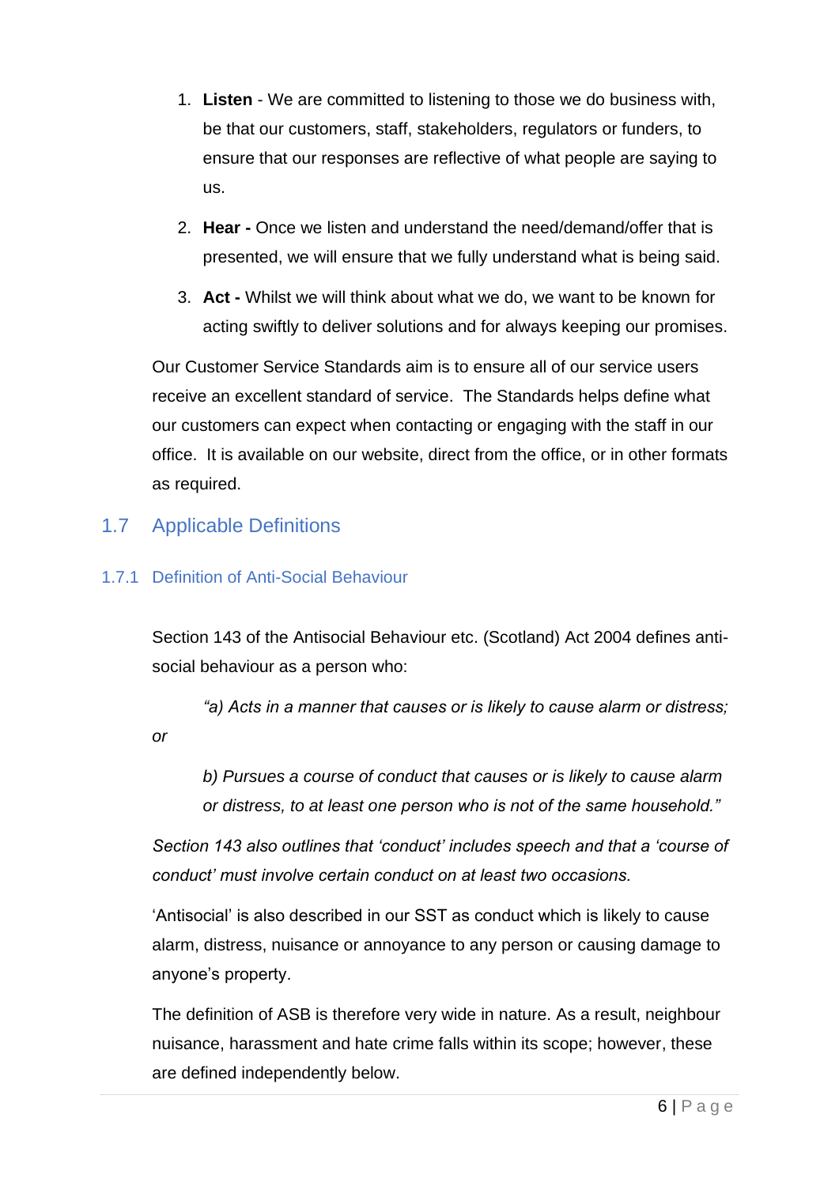1. **Listen** - We are committed to listening to those we do business with, be that our customers, staff, stakeholders, regulators or funders, to ensure that our responses are reflective of what people are saying to us.

2. **Hear -** Once we listen and understand the need/demand/offer that is presented, we will ensure that we fully understand what is being said.

3. **Act -** Whilst we will think about what we do, we want to be known for acting swiftly to deliver solutions and for always keeping our promises.

Our Customer Service Standards aim is to ensure all of our service users receive an excellent standard of service. The Standards helps define what our customers can expect when contacting or engaging with the staff in our office. It is available on our website, direct from the office, or in other formats as required.

## 1.7 Applicable Definitions

### 1.7.1 Definition of Anti-Social Behaviour

Section 143 of the Antisocial Behaviour etc. (Scotland) Act 2004 defines anti-social behaviour as a person who:

> *"a) Acts in a manner that causes or is likely to cause alarm or distress; or*
>
> *b) Pursues a course of conduct that causes or is likely to cause alarm or distress, to at least one person who is not of the same household."*

*Section 143 also outlines that 'conduct' includes speech and that a 'course of conduct' must involve certain conduct on at least two occasions.*

'Antisocial' is also described in our SST as conduct which is likely to cause alarm, distress, nuisance or annoyance to any person or causing damage to anyone's property.

The definition of ASB is therefore very wide in nature. As a result, neighbour nuisance, harassment and hate crime falls within its scope; however, these are defined independently below.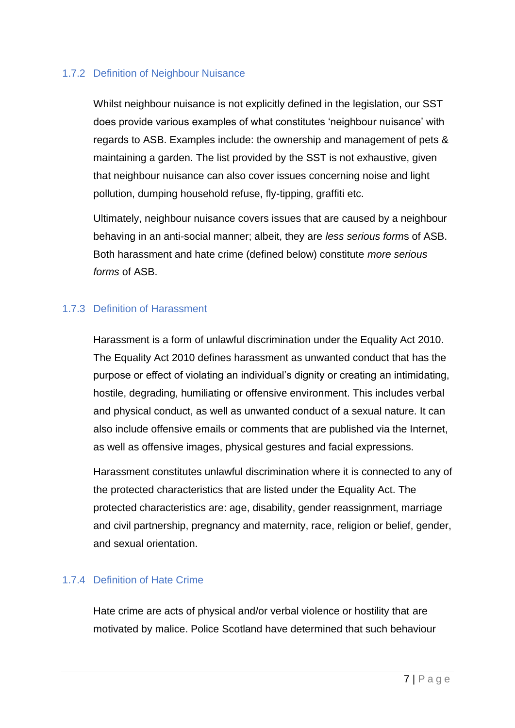### 1.7.2 Definition of Neighbour Nuisance

Whilst neighbour nuisance is not explicitly defined in the legislation, our SST does provide various examples of what constitutes 'neighbour nuisance' with regards to ASB. Examples include: the ownership and management of pets & maintaining a garden. The list provided by the SST is not exhaustive, given that neighbour nuisance can also cover issues concerning noise and light pollution, dumping household refuse, fly-tipping, graffiti etc.

Ultimately, neighbour nuisance covers issues that are caused by a neighbour behaving in an anti-social manner; albeit, they are *less serious form*s of ASB. Both harassment and hate crime (defined below) constitute *more serious forms* of ASB.

### 1.7.3 Definition of Harassment

Harassment is a form of unlawful discrimination under the Equality Act 2010. The Equality Act 2010 defines harassment as unwanted conduct that has the purpose or effect of violating an individual's dignity or creating an intimidating, hostile, degrading, humiliating or offensive environment. This includes verbal and physical conduct, as well as unwanted conduct of a sexual nature. It can also include offensive emails or comments that are published via the Internet, as well as offensive images, physical gestures and facial expressions.

Harassment constitutes unlawful discrimination where it is connected to any of the protected characteristics that are listed under the Equality Act. The protected characteristics are: age, disability, gender reassignment, marriage and civil partnership, pregnancy and maternity, race, religion or belief, gender, and sexual orientation.

### 1.7.4 Definition of Hate Crime

Hate crime are acts of physical and/or verbal violence or hostility that are motivated by malice. Police Scotland have determined that such behaviour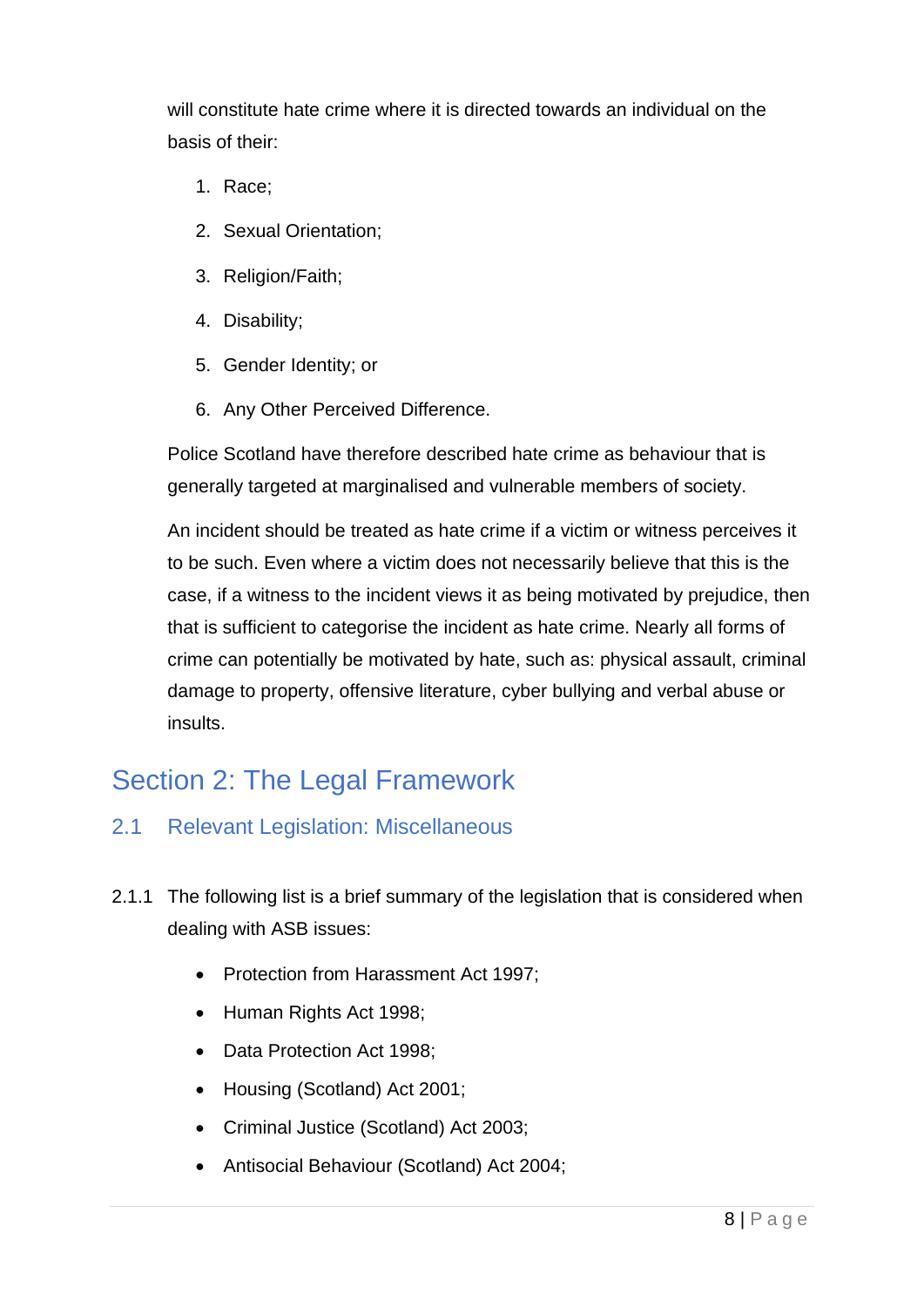will constitute hate crime where it is directed towards an individual on the basis of their:

1. Race;
2. Sexual Orientation;
3. Religion/Faith;
4. Disability;
5. Gender Identity; or
6. Any Other Perceived Difference.

Police Scotland have therefore described hate crime as behaviour that is generally targeted at marginalised and vulnerable members of society.

An incident should be treated as hate crime if a victim or witness perceives it to be such. Even where a victim does not necessarily believe that this is the case, if a witness to the incident views it as being motivated by prejudice, then that is sufficient to categorise the incident as hate crime. Nearly all forms of crime can potentially be motivated by hate, such as: physical assault, criminal damage to property, offensive literature, cyber bullying and verbal abuse or insults.

# Section 2: The Legal Framework

## 2.1 Relevant Legislation: Miscellaneous

2.1.1 The following list is a brief summary of the legislation that is considered when dealing with ASB issues:

- Protection from Harassment Act 1997;
- Human Rights Act 1998;
- Data Protection Act 1998;
- Housing (Scotland) Act 2001;
- Criminal Justice (Scotland) Act 2003;
- Antisocial Behaviour (Scotland) Act 2004;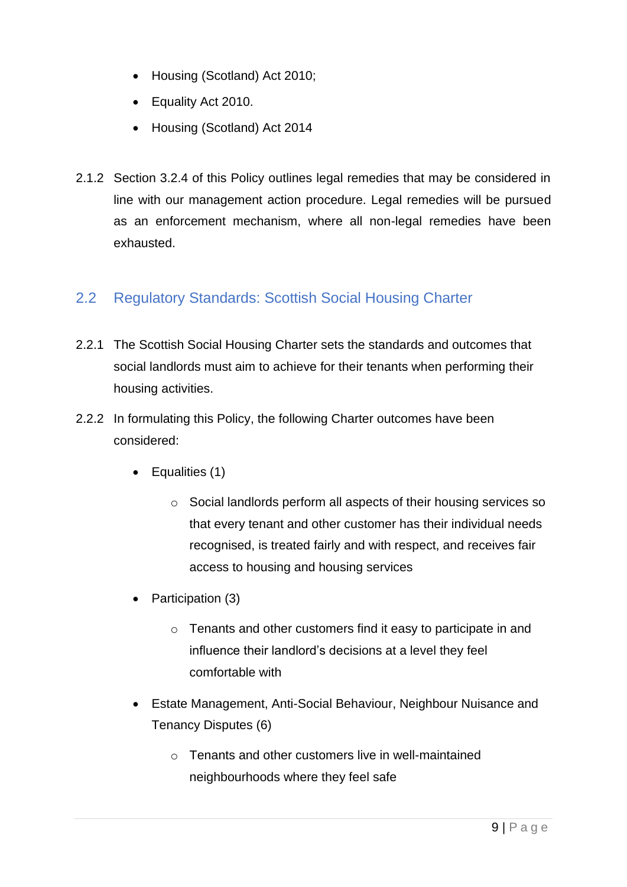- Housing (Scotland) Act 2010;
- Equality Act 2010.
- Housing (Scotland) Act 2014

2.1.2 Section 3.2.4 of this Policy outlines legal remedies that may be considered in line with our management action procedure. Legal remedies will be pursued as an enforcement mechanism, where all non-legal remedies have been exhausted.

## 2.2 Regulatory Standards: Scottish Social Housing Charter

2.2.1 The Scottish Social Housing Charter sets the standards and outcomes that social landlords must aim to achieve for their tenants when performing their housing activities.

2.2.2 In formulating this Policy, the following Charter outcomes have been considered:

- Equalities (1)
    - Social landlords perform all aspects of their housing services so that every tenant and other customer has their individual needs recognised, is treated fairly and with respect, and receives fair access to housing and housing services
- Participation (3)
    - Tenants and other customers find it easy to participate in and influence their landlord's decisions at a level they feel comfortable with
- Estate Management, Anti-Social Behaviour, Neighbour Nuisance and Tenancy Disputes (6)
    - Tenants and other customers live in well-maintained neighbourhoods where they feel safe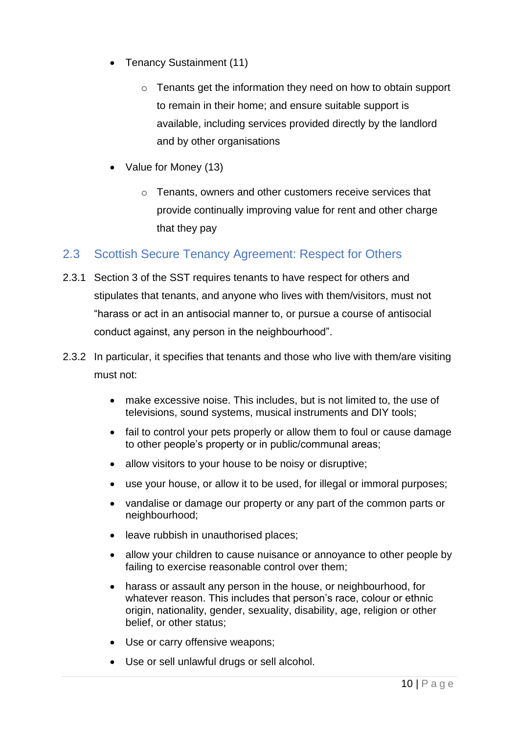- Tenancy Sustainment (11)
    - Tenants get the information they need on how to obtain support to remain in their home; and ensure suitable support is available, including services provided directly by the landlord and by other organisations
- Value for Money (13)
    - Tenants, owners and other customers receive services that provide continually improving value for rent and other charge that they pay

## 2.3 Scottish Secure Tenancy Agreement: Respect for Others

2.3.1 Section 3 of the SST requires tenants to have respect for others and stipulates that tenants, and anyone who lives with them/visitors, must not “harass or act in an antisocial manner to, or pursue a course of antisocial conduct against, any person in the neighbourhood”.

2.3.2 In particular, it specifies that tenants and those who live with them/are visiting must not:

- make excessive noise. This includes, but is not limited to, the use of televisions, sound systems, musical instruments and DIY tools;
- fail to control your pets properly or allow them to foul or cause damage to other people’s property or in public/communal areas;
- allow visitors to your house to be noisy or disruptive;
- use your house, or allow it to be used, for illegal or immoral purposes;
- vandalise or damage our property or any part of the common parts or neighbourhood;
- leave rubbish in unauthorised places;
- allow your children to cause nuisance or annoyance to other people by failing to exercise reasonable control over them;
- harass or assault any person in the house, or neighbourhood, for whatever reason. This includes that person’s race, colour or ethnic origin, nationality, gender, sexuality, disability, age, religion or other belief, or other status;
- Use or carry offensive weapons;
- Use or sell unlawful drugs or sell alcohol.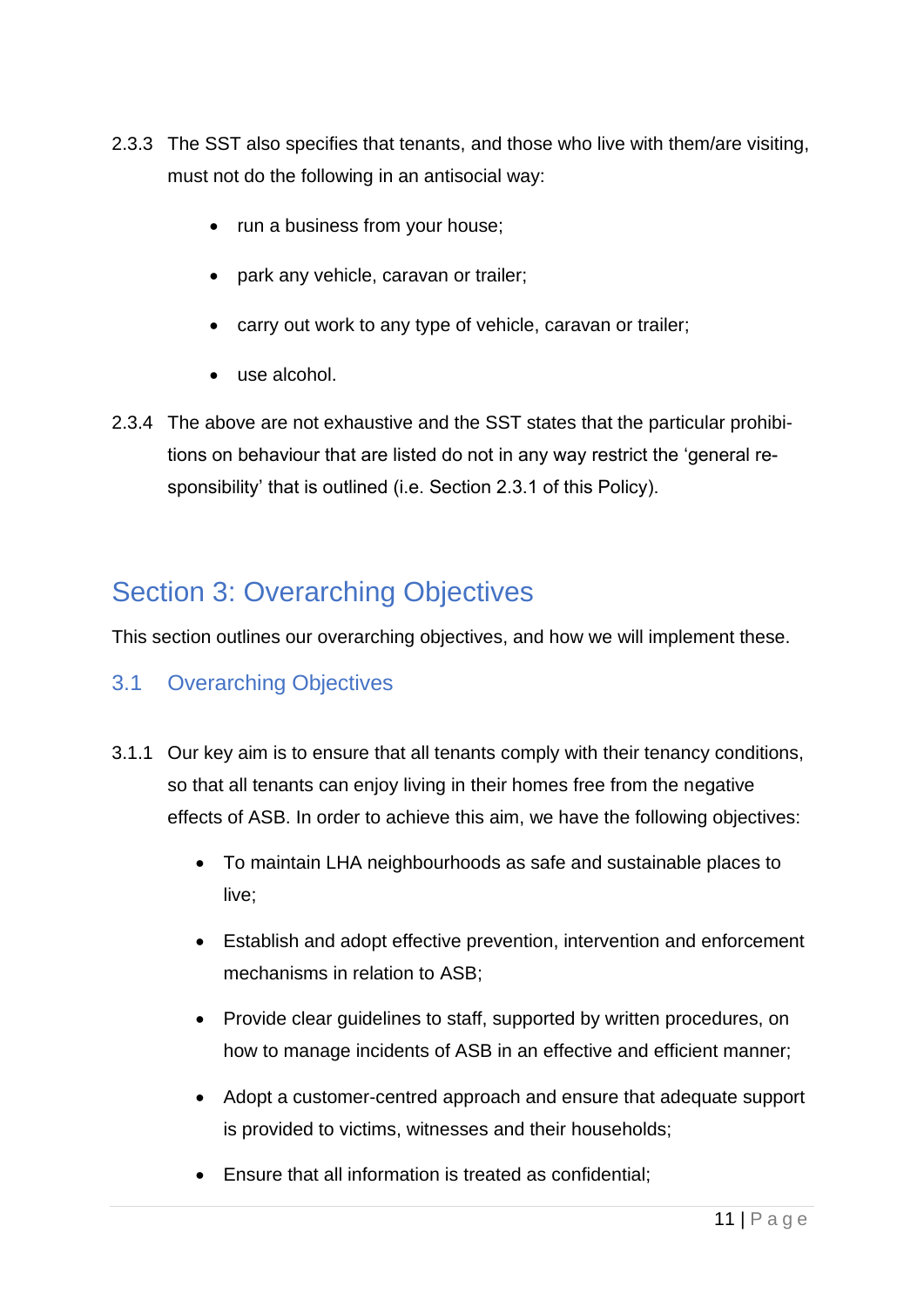2.3.3 The SST also specifies that tenants, and those who live with them/are visiting, must not do the following in an antisocial way:

- run a business from your house;
- park any vehicle, caravan or trailer;
- carry out work to any type of vehicle, caravan or trailer;
- use alcohol.

2.3.4 The above are not exhaustive and the SST states that the particular prohibitions on behaviour that are listed do not in any way restrict the 'general responsibility' that is outlined (i.e. Section 2.3.1 of this Policy).

# Section 3: Overarching Objectives

This section outlines our overarching objectives, and how we will implement these.

## 3.1 Overarching Objectives

3.1.1 Our key aim is to ensure that all tenants comply with their tenancy conditions, so that all tenants can enjoy living in their homes free from the negative effects of ASB. In order to achieve this aim, we have the following objectives:

- To maintain LHA neighbourhoods as safe and sustainable places to live;
- Establish and adopt effective prevention, intervention and enforcement mechanisms in relation to ASB;
- Provide clear guidelines to staff, supported by written procedures, on how to manage incidents of ASB in an effective and efficient manner;
- Adopt a customer-centred approach and ensure that adequate support is provided to victims, witnesses and their households;
- Ensure that all information is treated as confidential;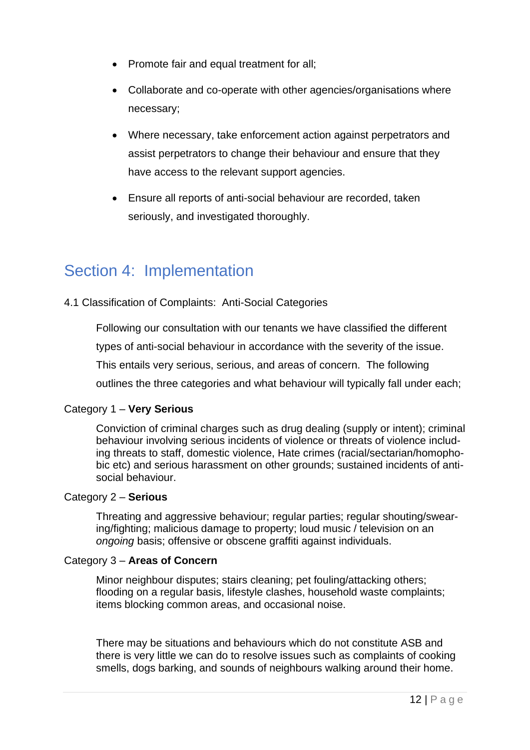- Promote fair and equal treatment for all;
- Collaborate and co-operate with other agencies/organisations where necessary;
- Where necessary, take enforcement action against perpetrators and assist perpetrators to change their behaviour and ensure that they have access to the relevant support agencies.
- Ensure all reports of anti-social behaviour are recorded, taken seriously, and investigated thoroughly.

# Section 4: Implementation

4.1 Classification of Complaints: Anti-Social Categories

Following our consultation with our tenants we have classified the different types of anti-social behaviour in accordance with the severity of the issue. This entails very serious, serious, and areas of concern. The following outlines the three categories and what behaviour will typically fall under each;

Category 1 – **Very Serious**

Conviction of criminal charges such as drug dealing (supply or intent); criminal behaviour involving serious incidents of violence or threats of violence including threats to staff, domestic violence, Hate crimes (racial/sectarian/homophobic etc) and serious harassment on other grounds; sustained incidents of anti-social behaviour.

Category 2 – **Serious**

Threating and aggressive behaviour; regular parties; regular shouting/swearing/fighting; malicious damage to property; loud music / television on an *ongoing* basis; offensive or obscene graffiti against individuals.

Category 3 – **Areas of Concern**

Minor neighbour disputes; stairs cleaning; pet fouling/attacking others; flooding on a regular basis, lifestyle clashes, household waste complaints; items blocking common areas, and occasional noise.

There may be situations and behaviours which do not constitute ASB and there is very little we can do to resolve issues such as complaints of cooking smells, dogs barking, and sounds of neighbours walking around their home.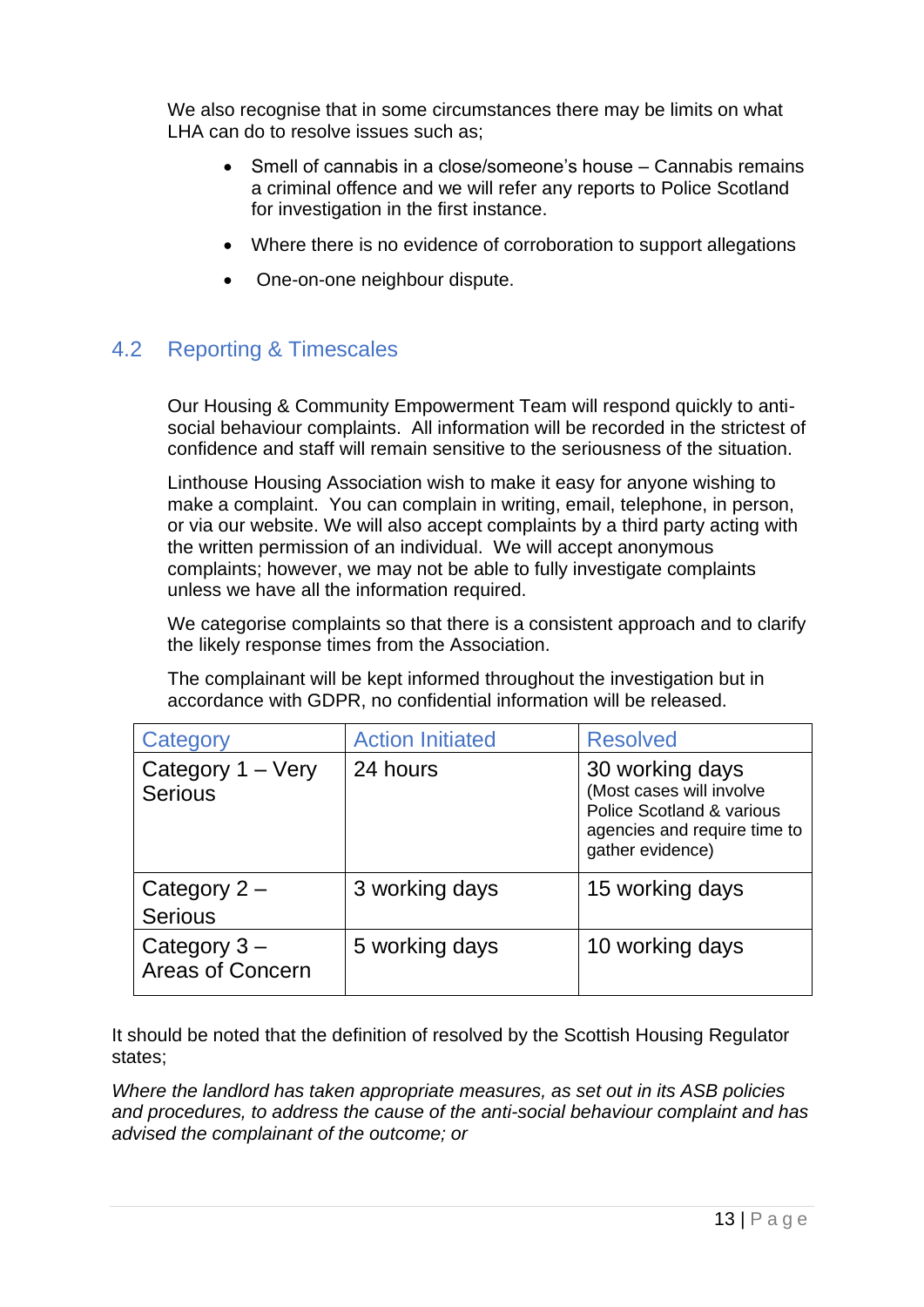We also recognise that in some circumstances there may be limits on what LHA can do to resolve issues such as;

- Smell of cannabis in a close/someone's house – Cannabis remains a criminal offence and we will refer any reports to Police Scotland for investigation in the first instance.
- Where there is no evidence of corroboration to support allegations
- One-on-one neighbour dispute.

## 4.2 Reporting & Timescales

Our Housing & Community Empowerment Team will respond quickly to anti-social behaviour complaints. All information will be recorded in the strictest of confidence and staff will remain sensitive to the seriousness of the situation.

Linthouse Housing Association wish to make it easy for anyone wishing to make a complaint. You can complain in writing, email, telephone, in person, or via our website. We will also accept complaints by a third party acting with the written permission of an individual. We will accept anonymous complaints; however, we may not be able to fully investigate complaints unless we have all the information required.

We categorise complaints so that there is a consistent approach and to clarify the likely response times from the Association.

The complainant will be kept informed throughout the investigation but in accordance with GDPR, no confidential information will be released.

| Category | Action Initiated | Resolved |
| --- | --- | --- |
| Category 1 – Very Serious | 24 hours | 30 working days (Most cases will involve Police Scotland & various agencies and require time to gather evidence) |
| Category 2 – Serious | 3 working days | 15 working days |
| Category 3 – Areas of Concern | 5 working days | 10 working days |

It should be noted that the definition of resolved by the Scottish Housing Regulator states;

*Where the landlord has taken appropriate measures, as set out in its ASB policies and procedures, to address the cause of the anti-social behaviour complaint and has advised the complainant of the outcome; or*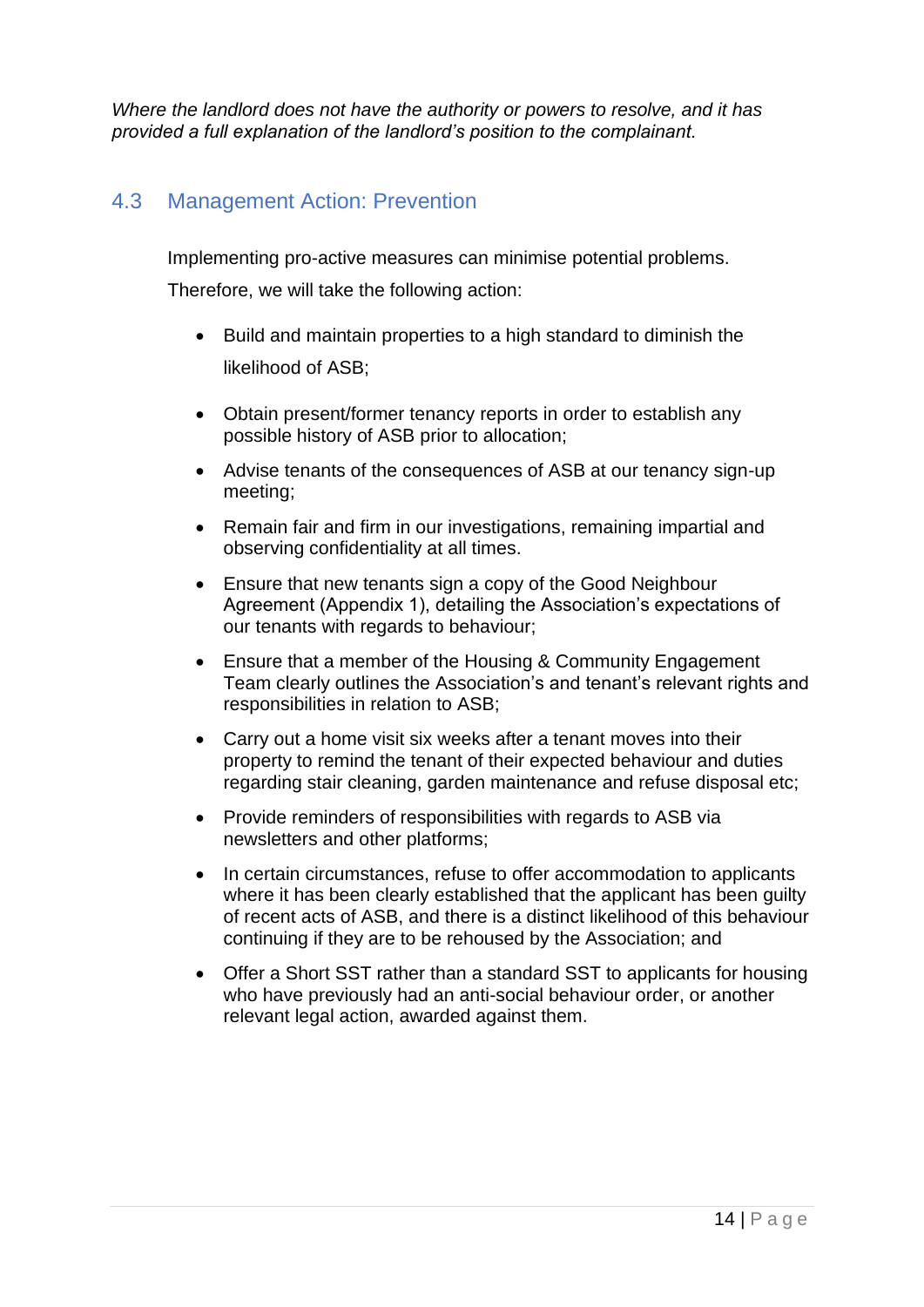*Where the landlord does not have the authority or powers to resolve, and it has provided a full explanation of the landlord's position to the complainant.*

## 4.3 Management Action: Prevention

Implementing pro-active measures can minimise potential problems.

Therefore, we will take the following action:

- Build and maintain properties to a high standard to diminish the likelihood of ASB;
- Obtain present/former tenancy reports in order to establish any possible history of ASB prior to allocation;
- Advise tenants of the consequences of ASB at our tenancy sign-up meeting;
- Remain fair and firm in our investigations, remaining impartial and observing confidentiality at all times.
- Ensure that new tenants sign a copy of the Good Neighbour Agreement (Appendix 1), detailing the Association's expectations of our tenants with regards to behaviour;
- Ensure that a member of the Housing & Community Engagement Team clearly outlines the Association's and tenant's relevant rights and responsibilities in relation to ASB;
- Carry out a home visit six weeks after a tenant moves into their property to remind the tenant of their expected behaviour and duties regarding stair cleaning, garden maintenance and refuse disposal etc;
- Provide reminders of responsibilities with regards to ASB via newsletters and other platforms;
- In certain circumstances, refuse to offer accommodation to applicants where it has been clearly established that the applicant has been guilty of recent acts of ASB, and there is a distinct likelihood of this behaviour continuing if they are to be rehoused by the Association; and
- Offer a Short SST rather than a standard SST to applicants for housing who have previously had an anti-social behaviour order, or another relevant legal action, awarded against them.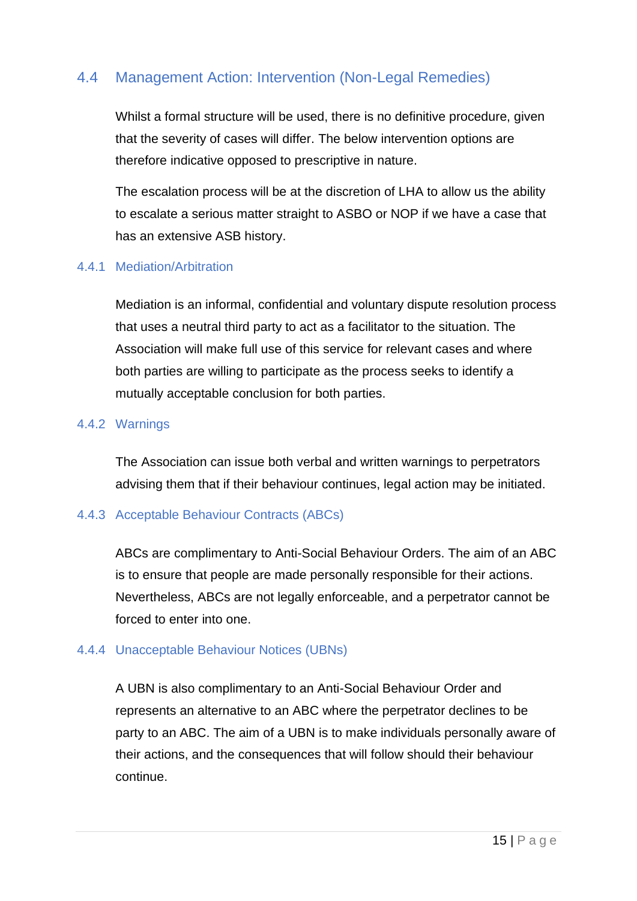## 4.4 Management Action: Intervention (Non-Legal Remedies)

Whilst a formal structure will be used, there is no definitive procedure, given that the severity of cases will differ. The below intervention options are therefore indicative opposed to prescriptive in nature.

The escalation process will be at the discretion of LHA to allow us the ability to escalate a serious matter straight to ASBO or NOP if we have a case that has an extensive ASB history.

### 4.4.1 Mediation/Arbitration

Mediation is an informal, confidential and voluntary dispute resolution process that uses a neutral third party to act as a facilitator to the situation. The Association will make full use of this service for relevant cases and where both parties are willing to participate as the process seeks to identify a mutually acceptable conclusion for both parties.

### 4.4.2 Warnings

The Association can issue both verbal and written warnings to perpetrators advising them that if their behaviour continues, legal action may be initiated.

### 4.4.3 Acceptable Behaviour Contracts (ABCs)

ABCs are complimentary to Anti-Social Behaviour Orders. The aim of an ABC is to ensure that people are made personally responsible for their actions. Nevertheless, ABCs are not legally enforceable, and a perpetrator cannot be forced to enter into one.

### 4.4.4 Unacceptable Behaviour Notices (UBNs)

A UBN is also complimentary to an Anti-Social Behaviour Order and represents an alternative to an ABC where the perpetrator declines to be party to an ABC. The aim of a UBN is to make individuals personally aware of their actions, and the consequences that will follow should their behaviour continue.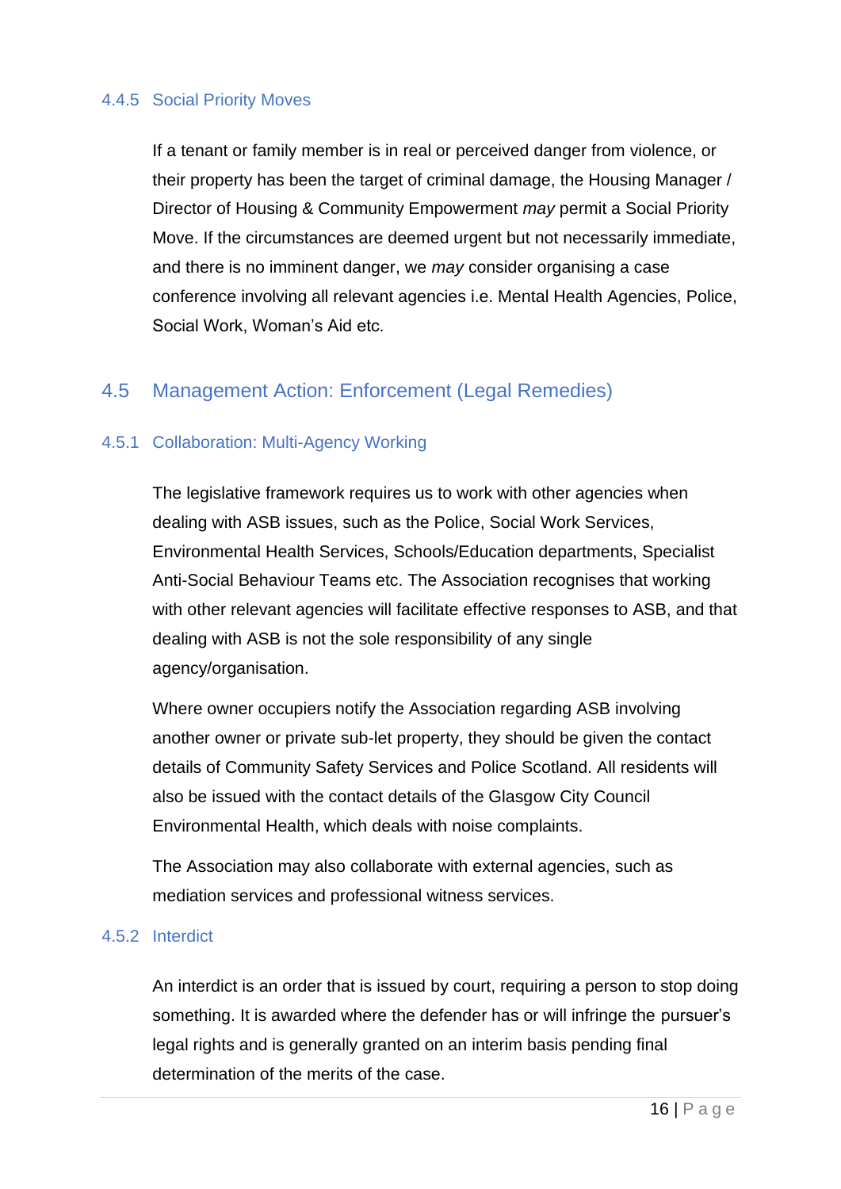#### 4.4.5 Social Priority Moves

If a tenant or family member is in real or perceived danger from violence, or their property has been the target of criminal damage, the Housing Manager / Director of Housing & Community Empowerment *may* permit a Social Priority Move. If the circumstances are deemed urgent but not necessarily immediate, and there is no imminent danger, we *may* consider organising a case conference involving all relevant agencies i.e. Mental Health Agencies, Police, Social Work, Woman's Aid etc.

### 4.5 Management Action: Enforcement (Legal Remedies)

#### 4.5.1 Collaboration: Multi-Agency Working

The legislative framework requires us to work with other agencies when dealing with ASB issues, such as the Police, Social Work Services, Environmental Health Services, Schools/Education departments, Specialist Anti-Social Behaviour Teams etc. The Association recognises that working with other relevant agencies will facilitate effective responses to ASB, and that dealing with ASB is not the sole responsibility of any single agency/organisation.

Where owner occupiers notify the Association regarding ASB involving another owner or private sub-let property, they should be given the contact details of Community Safety Services and Police Scotland. All residents will also be issued with the contact details of the Glasgow City Council Environmental Health, which deals with noise complaints.

The Association may also collaborate with external agencies, such as mediation services and professional witness services.

#### 4.5.2 Interdict

An interdict is an order that is issued by court, requiring a person to stop doing something. It is awarded where the defender has or will infringe the pursuer's legal rights and is generally granted on an interim basis pending final determination of the merits of the case.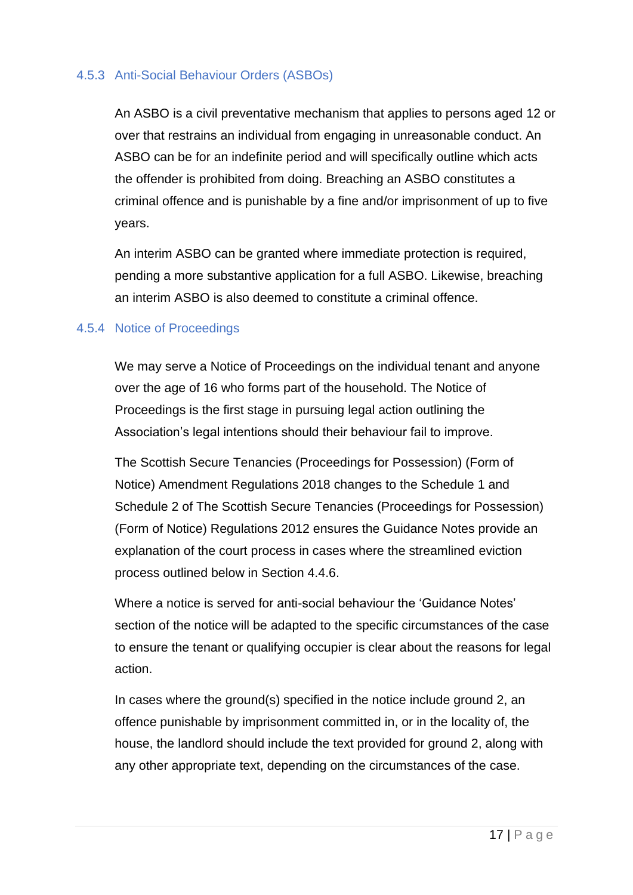### 4.5.3 Anti-Social Behaviour Orders (ASBOs)

An ASBO is a civil preventative mechanism that applies to persons aged 12 or over that restrains an individual from engaging in unreasonable conduct. An ASBO can be for an indefinite period and will specifically outline which acts the offender is prohibited from doing. Breaching an ASBO constitutes a criminal offence and is punishable by a fine and/or imprisonment of up to five years.

An interim ASBO can be granted where immediate protection is required, pending a more substantive application for a full ASBO. Likewise, breaching an interim ASBO is also deemed to constitute a criminal offence.

### 4.5.4 Notice of Proceedings

We may serve a Notice of Proceedings on the individual tenant and anyone over the age of 16 who forms part of the household. The Notice of Proceedings is the first stage in pursuing legal action outlining the Association's legal intentions should their behaviour fail to improve.

The Scottish Secure Tenancies (Proceedings for Possession) (Form of Notice) Amendment Regulations 2018 changes to the Schedule 1 and Schedule 2 of The Scottish Secure Tenancies (Proceedings for Possession) (Form of Notice) Regulations 2012 ensures the Guidance Notes provide an explanation of the court process in cases where the streamlined eviction process outlined below in Section 4.4.6.

Where a notice is served for anti-social behaviour the 'Guidance Notes' section of the notice will be adapted to the specific circumstances of the case to ensure the tenant or qualifying occupier is clear about the reasons for legal action.

In cases where the ground(s) specified in the notice include ground 2, an offence punishable by imprisonment committed in, or in the locality of, the house, the landlord should include the text provided for ground 2, along with any other appropriate text, depending on the circumstances of the case.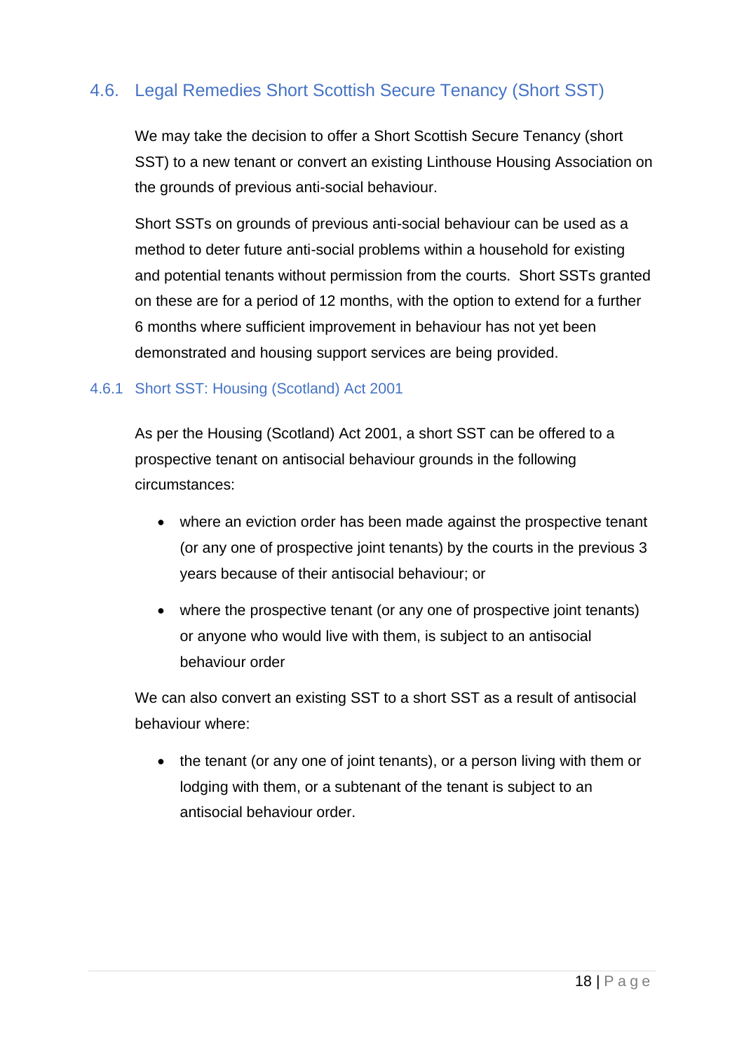## 4.6. Legal Remedies Short Scottish Secure Tenancy (Short SST)

We may take the decision to offer a Short Scottish Secure Tenancy (short SST) to a new tenant or convert an existing Linthouse Housing Association on the grounds of previous anti-social behaviour.

Short SSTs on grounds of previous anti-social behaviour can be used as a method to deter future anti-social problems within a household for existing and potential tenants without permission from the courts. Short SSTs granted on these are for a period of 12 months, with the option to extend for a further 6 months where sufficient improvement in behaviour has not yet been demonstrated and housing support services are being provided.

### 4.6.1 Short SST: Housing (Scotland) Act 2001

As per the Housing (Scotland) Act 2001, a short SST can be offered to a prospective tenant on antisocial behaviour grounds in the following circumstances:

- where an eviction order has been made against the prospective tenant (or any one of prospective joint tenants) by the courts in the previous 3 years because of their antisocial behaviour; or
- where the prospective tenant (or any one of prospective joint tenants) or anyone who would live with them, is subject to an antisocial behaviour order

We can also convert an existing SST to a short SST as a result of antisocial behaviour where:

- the tenant (or any one of joint tenants), or a person living with them or lodging with them, or a subtenant of the tenant is subject to an antisocial behaviour order.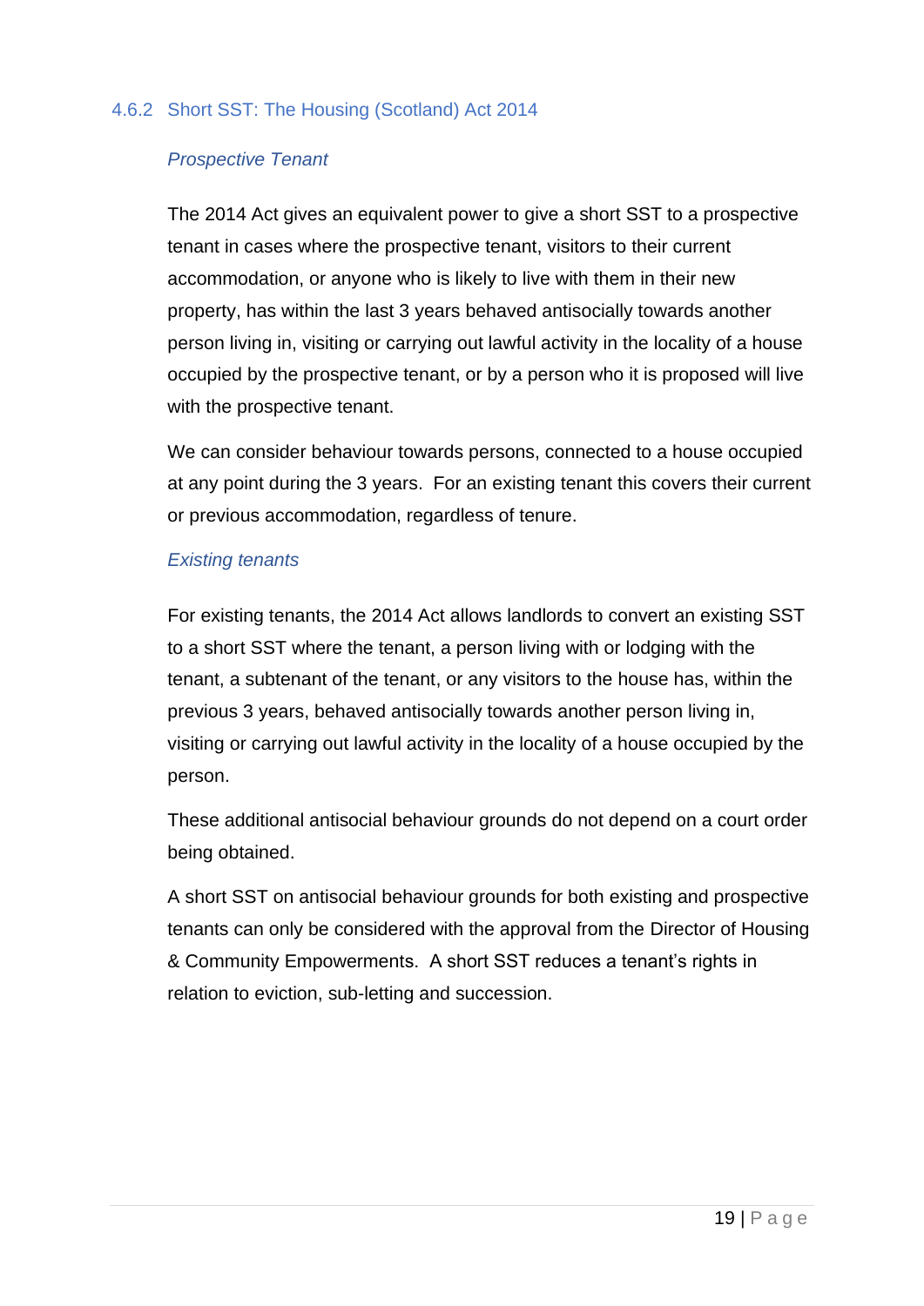### 4.6.2 Short SST: The Housing (Scotland) Act 2014

*Prospective Tenant*

The 2014 Act gives an equivalent power to give a short SST to a prospective tenant in cases where the prospective tenant, visitors to their current accommodation, or anyone who is likely to live with them in their new property, has within the last 3 years behaved antisocially towards another person living in, visiting or carrying out lawful activity in the locality of a house occupied by the prospective tenant, or by a person who it is proposed will live with the prospective tenant.

We can consider behaviour towards persons, connected to a house occupied at any point during the 3 years. For an existing tenant this covers their current or previous accommodation, regardless of tenure.

*Existing tenants*

For existing tenants, the 2014 Act allows landlords to convert an existing SST to a short SST where the tenant, a person living with or lodging with the tenant, a subtenant of the tenant, or any visitors to the house has, within the previous 3 years, behaved antisocially towards another person living in, visiting or carrying out lawful activity in the locality of a house occupied by the person.

These additional antisocial behaviour grounds do not depend on a court order being obtained.

A short SST on antisocial behaviour grounds for both existing and prospective tenants can only be considered with the approval from the Director of Housing & Community Empowerments. A short SST reduces a tenant's rights in relation to eviction, sub-letting and succession.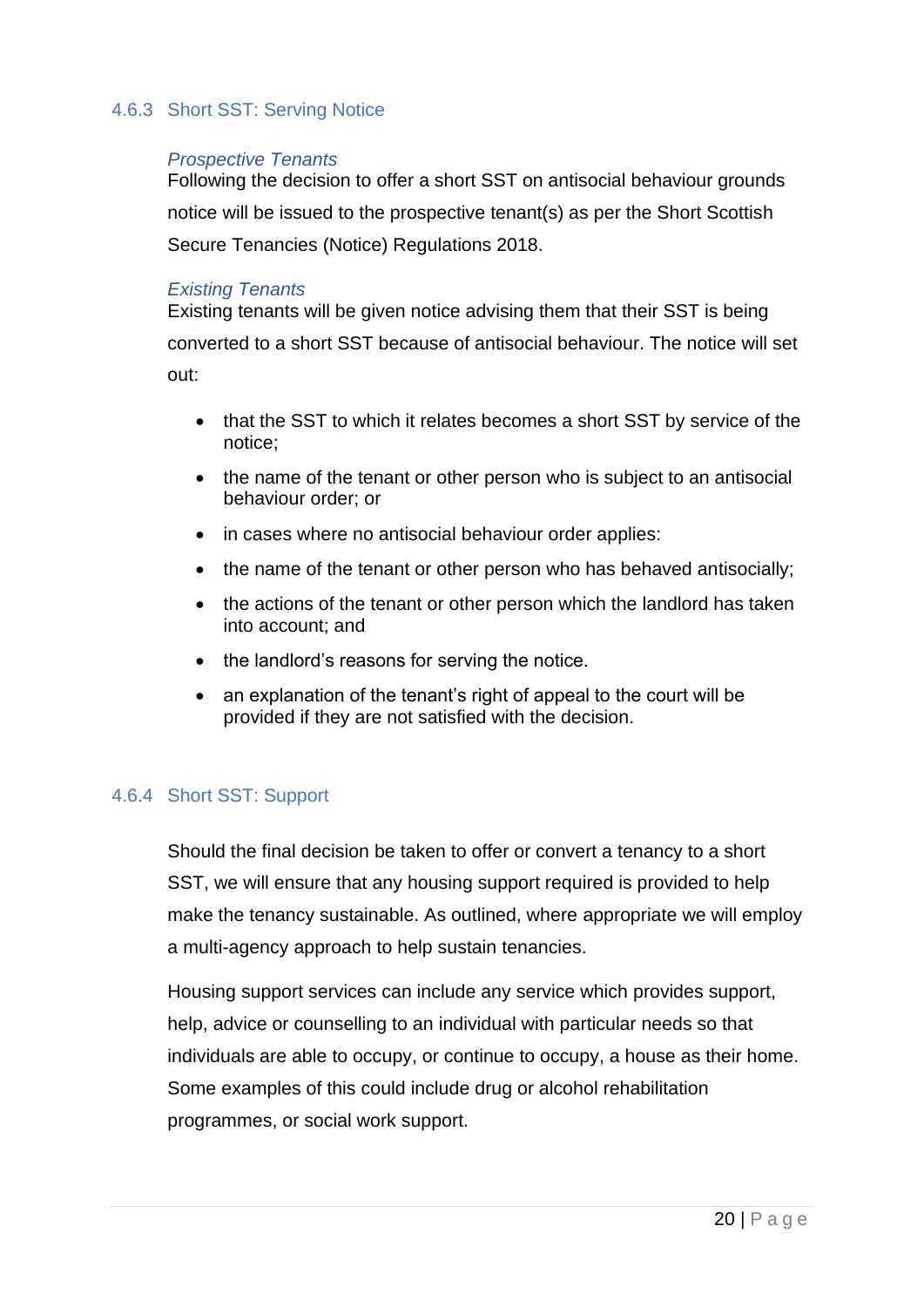### 4.6.3 Short SST: Serving Notice

*Prospective Tenants*

Following the decision to offer a short SST on antisocial behaviour grounds notice will be issued to the prospective tenant(s) as per the Short Scottish Secure Tenancies (Notice) Regulations 2018.

*Existing Tenants*

Existing tenants will be given notice advising them that their SST is being converted to a short SST because of antisocial behaviour. The notice will set out:

- that the SST to which it relates becomes a short SST by service of the notice;
- the name of the tenant or other person who is subject to an antisocial behaviour order; or
- in cases where no antisocial behaviour order applies:
- the name of the tenant or other person who has behaved antisocially;
- the actions of the tenant or other person which the landlord has taken into account; and
- the landlord's reasons for serving the notice.
- an explanation of the tenant's right of appeal to the court will be provided if they are not satisfied with the decision.

### 4.6.4 Short SST: Support

Should the final decision be taken to offer or convert a tenancy to a short SST, we will ensure that any housing support required is provided to help make the tenancy sustainable. As outlined, where appropriate we will employ a multi-agency approach to help sustain tenancies.

Housing support services can include any service which provides support, help, advice or counselling to an individual with particular needs so that individuals are able to occupy, or continue to occupy, a house as their home. Some examples of this could include drug or alcohol rehabilitation programmes, or social work support.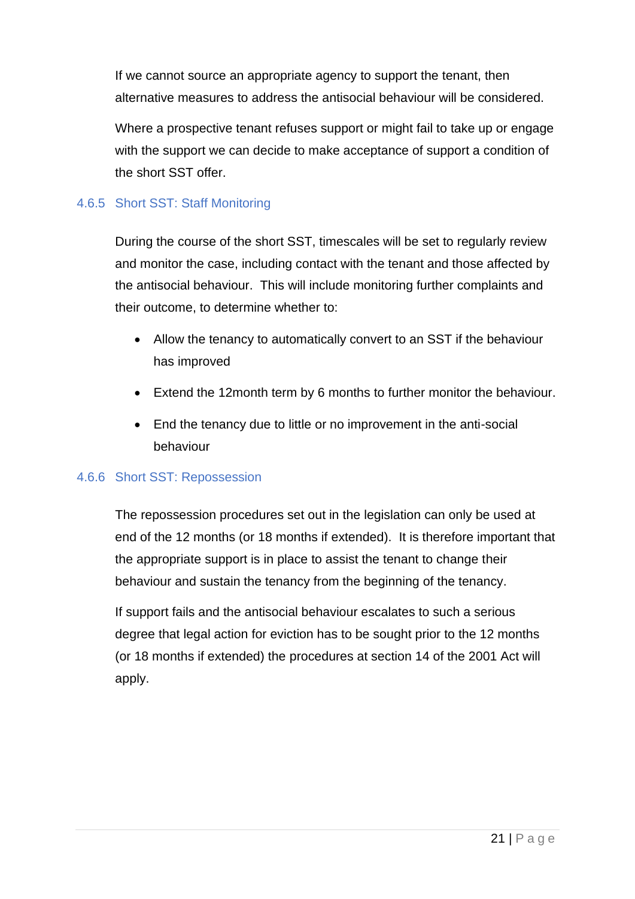If we cannot source an appropriate agency to support the tenant, then alternative measures to address the antisocial behaviour will be considered.

Where a prospective tenant refuses support or might fail to take up or engage with the support we can decide to make acceptance of support a condition of the short SST offer.

### 4.6.5 Short SST: Staff Monitoring

During the course of the short SST, timescales will be set to regularly review and monitor the case, including contact with the tenant and those affected by the antisocial behaviour. This will include monitoring further complaints and their outcome, to determine whether to:

- Allow the tenancy to automatically convert to an SST if the behaviour has improved
- Extend the 12month term by 6 months to further monitor the behaviour.
- End the tenancy due to little or no improvement in the anti-social behaviour

### 4.6.6 Short SST: Repossession

The repossession procedures set out in the legislation can only be used at end of the 12 months (or 18 months if extended). It is therefore important that the appropriate support is in place to assist the tenant to change their behaviour and sustain the tenancy from the beginning of the tenancy.

If support fails and the antisocial behaviour escalates to such a serious degree that legal action for eviction has to be sought prior to the 12 months (or 18 months if extended) the procedures at section 14 of the 2001 Act will apply.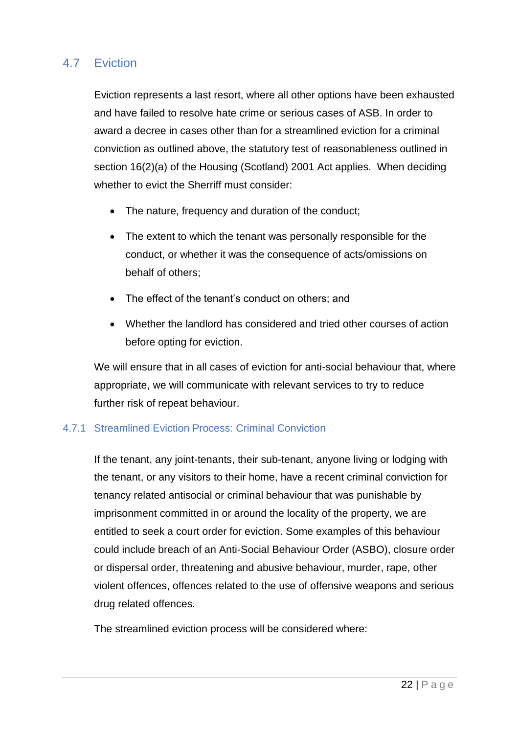## 4.7 Eviction

Eviction represents a last resort, where all other options have been exhausted and have failed to resolve hate crime or serious cases of ASB. In order to award a decree in cases other than for a streamlined eviction for a criminal conviction as outlined above, the statutory test of reasonableness outlined in section 16(2)(a) of the Housing (Scotland) 2001 Act applies. When deciding whether to evict the Sherriff must consider:

- The nature, frequency and duration of the conduct;
- The extent to which the tenant was personally responsible for the conduct, or whether it was the consequence of acts/omissions on behalf of others;
- The effect of the tenant's conduct on others; and
- Whether the landlord has considered and tried other courses of action before opting for eviction.

We will ensure that in all cases of eviction for anti-social behaviour that, where appropriate, we will communicate with relevant services to try to reduce further risk of repeat behaviour.

### 4.7.1 Streamlined Eviction Process: Criminal Conviction

If the tenant, any joint-tenants, their sub-tenant, anyone living or lodging with the tenant, or any visitors to their home, have a recent criminal conviction for tenancy related antisocial or criminal behaviour that was punishable by imprisonment committed in or around the locality of the property, we are entitled to seek a court order for eviction. Some examples of this behaviour could include breach of an Anti-Social Behaviour Order (ASBO), closure order or dispersal order, threatening and abusive behaviour, murder, rape, other violent offences, offences related to the use of offensive weapons and serious drug related offences.

The streamlined eviction process will be considered where: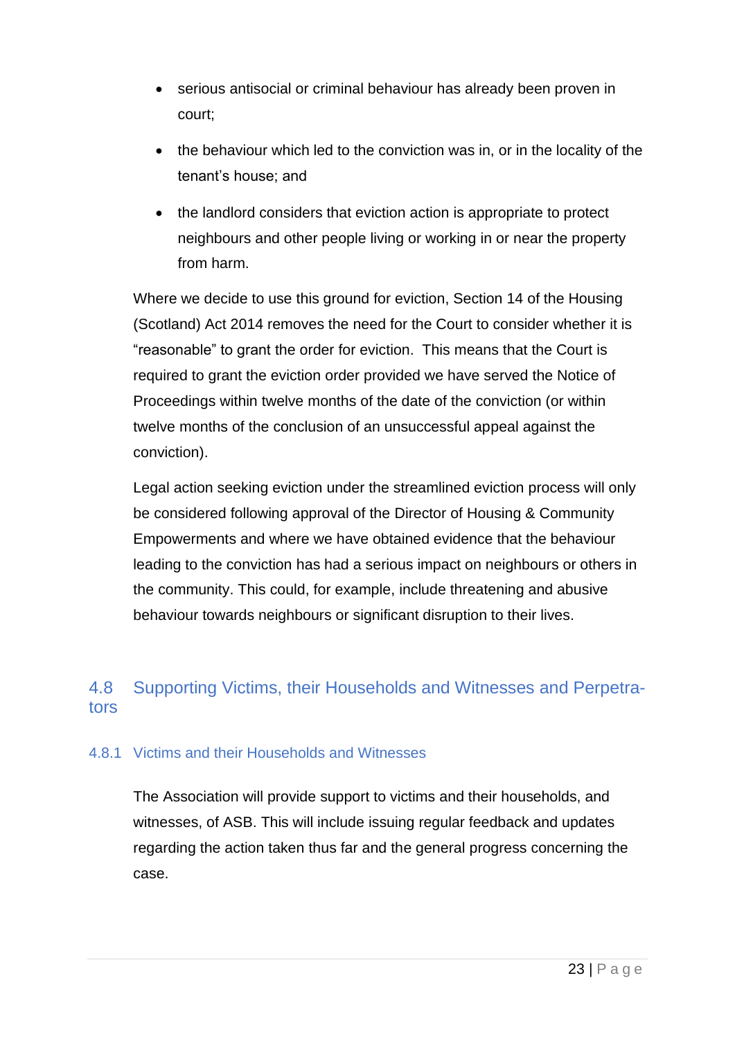- serious antisocial or criminal behaviour has already been proven in court;
- the behaviour which led to the conviction was in, or in the locality of the tenant's house; and
- the landlord considers that eviction action is appropriate to protect neighbours and other people living or working in or near the property from harm.

Where we decide to use this ground for eviction, Section 14 of the Housing (Scotland) Act 2014 removes the need for the Court to consider whether it is "reasonable" to grant the order for eviction. This means that the Court is required to grant the eviction order provided we have served the Notice of Proceedings within twelve months of the date of the conviction (or within twelve months of the conclusion of an unsuccessful appeal against the conviction).

Legal action seeking eviction under the streamlined eviction process will only be considered following approval of the Director of Housing & Community Empowerments and where we have obtained evidence that the behaviour leading to the conviction has had a serious impact on neighbours or others in the community. This could, for example, include threatening and abusive behaviour towards neighbours or significant disruption to their lives.

## 4.8 Supporting Victims, their Households and Witnesses and Perpetrators

### 4.8.1 Victims and their Households and Witnesses

The Association will provide support to victims and their households, and witnesses, of ASB. This will include issuing regular feedback and updates regarding the action taken thus far and the general progress concerning the case.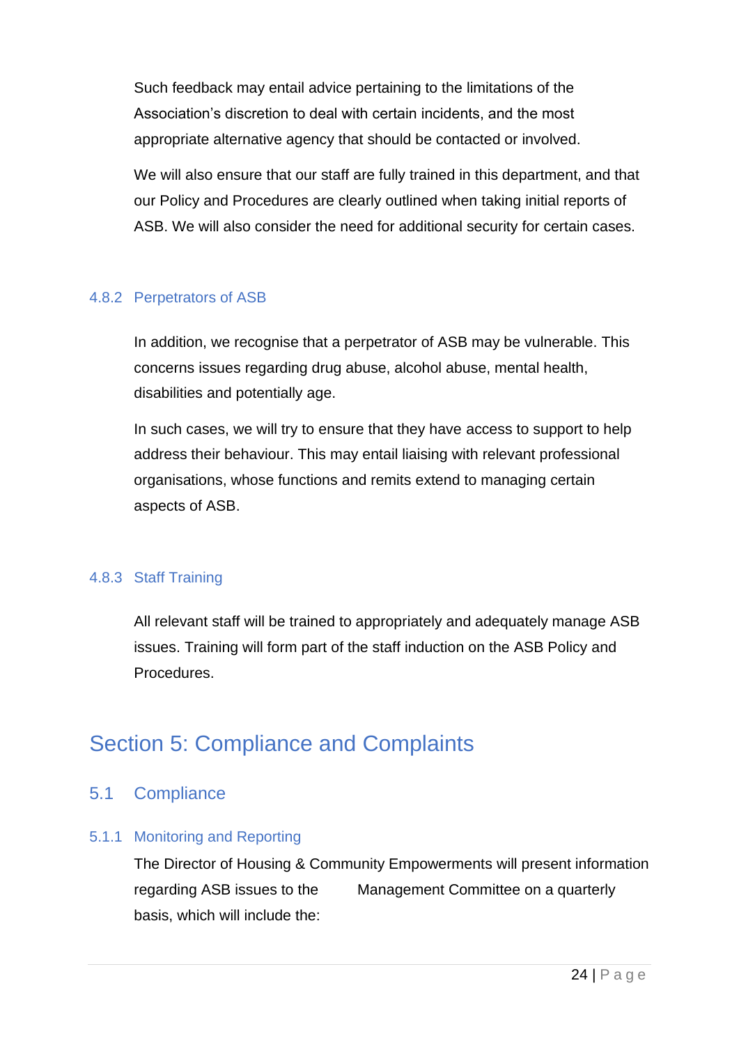Such feedback may entail advice pertaining to the limitations of the Association's discretion to deal with certain incidents, and the most appropriate alternative agency that should be contacted or involved.

We will also ensure that our staff are fully trained in this department, and that our Policy and Procedures are clearly outlined when taking initial reports of ASB. We will also consider the need for additional security for certain cases.

#### 4.8.2 Perpetrators of ASB

In addition, we recognise that a perpetrator of ASB may be vulnerable. This concerns issues regarding drug abuse, alcohol abuse, mental health, disabilities and potentially age.

In such cases, we will try to ensure that they have access to support to help address their behaviour. This may entail liaising with relevant professional organisations, whose functions and remits extend to managing certain aspects of ASB.

#### 4.8.3 Staff Training

All relevant staff will be trained to appropriately and adequately manage ASB issues. Training will form part of the staff induction on the ASB Policy and Procedures.

# Section 5: Compliance and Complaints

## 5.1 Compliance

#### 5.1.1 Monitoring and Reporting

The Director of Housing & Community Empowerments will present information regarding ASB issues to the Management Committee on a quarterly basis, which will include the: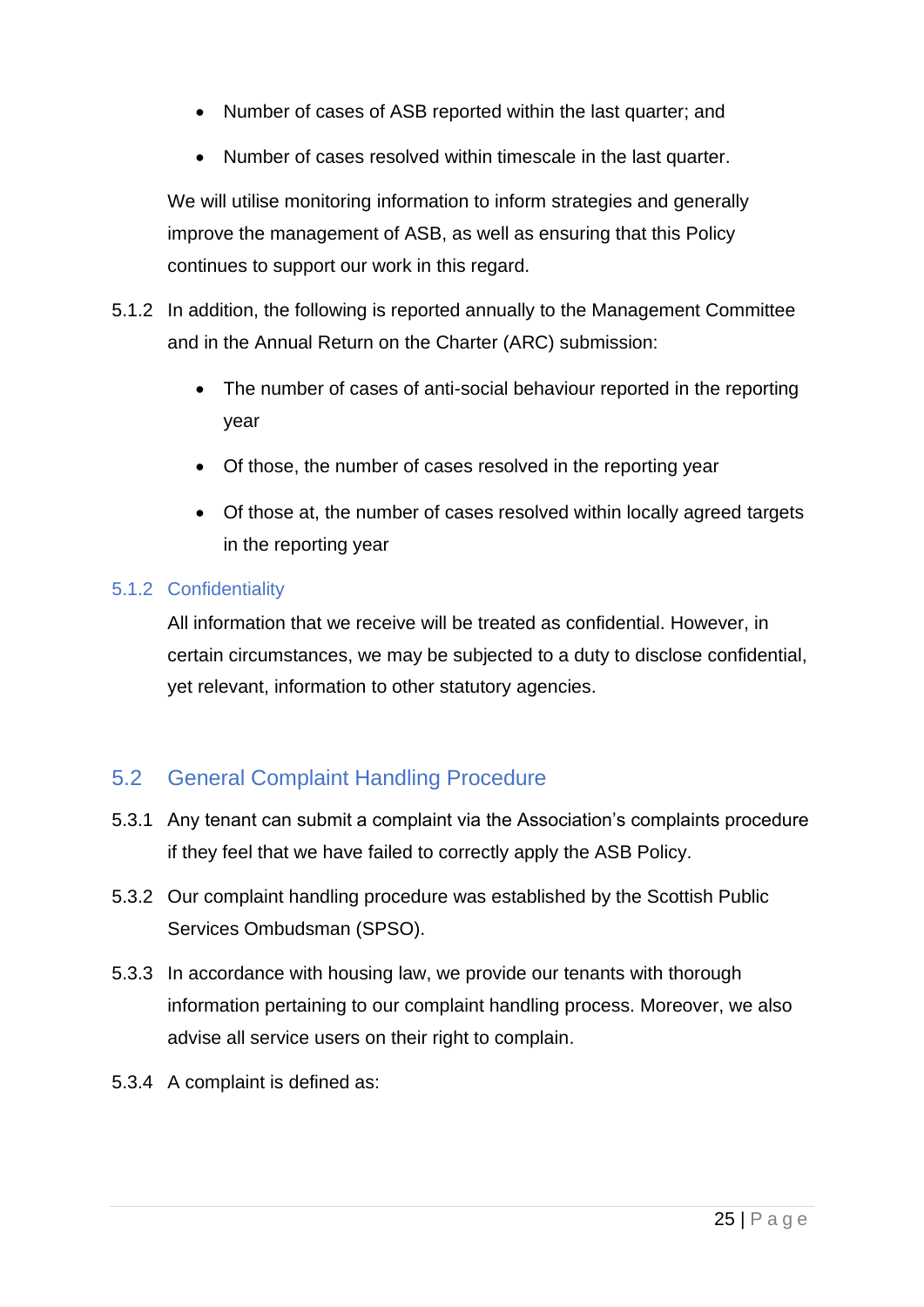- Number of cases of ASB reported within the last quarter; and
- Number of cases resolved within timescale in the last quarter.

We will utilise monitoring information to inform strategies and generally improve the management of ASB, as well as ensuring that this Policy continues to support our work in this regard.

5.1.2 In addition, the following is reported annually to the Management Committee and in the Annual Return on the Charter (ARC) submission:

- The number of cases of anti-social behaviour reported in the reporting year
- Of those, the number of cases resolved in the reporting year
- Of those at, the number of cases resolved within locally agreed targets in the reporting year

### 5.1.2 Confidentiality

All information that we receive will be treated as confidential. However, in certain circumstances, we may be subjected to a duty to disclose confidential, yet relevant, information to other statutory agencies.

## 5.2 General Complaint Handling Procedure

5.3.1 Any tenant can submit a complaint via the Association's complaints procedure if they feel that we have failed to correctly apply the ASB Policy.

5.3.2 Our complaint handling procedure was established by the Scottish Public Services Ombudsman (SPSO).

5.3.3 In accordance with housing law, we provide our tenants with thorough information pertaining to our complaint handling process. Moreover, we also advise all service users on their right to complain.

5.3.4 A complaint is defined as: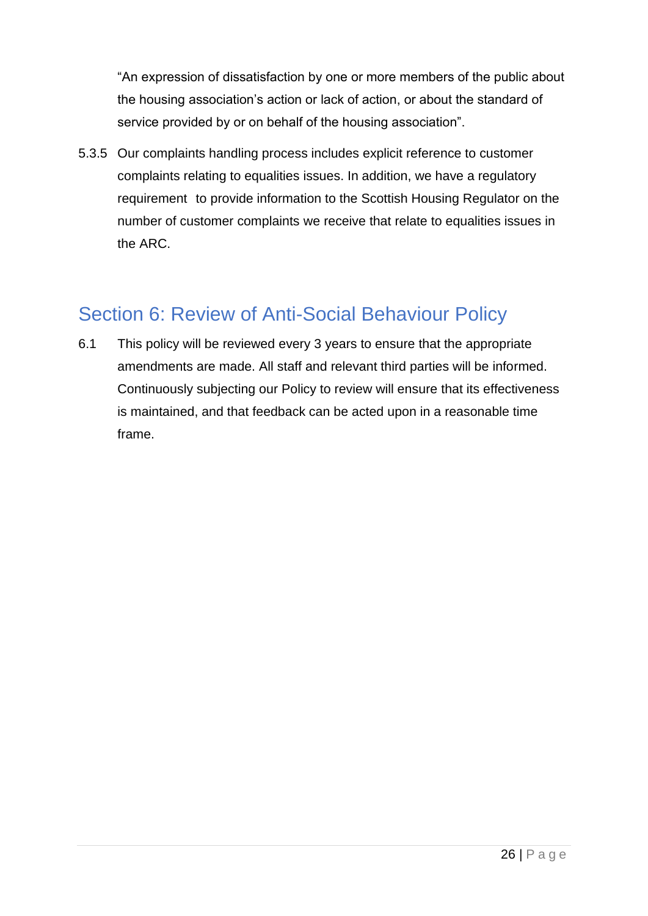"An expression of dissatisfaction by one or more members of the public about the housing association's action or lack of action, or about the standard of service provided by or on behalf of the housing association".

5.3.5 Our complaints handling process includes explicit reference to customer complaints relating to equalities issues. In addition, we have a regulatory requirement to provide information to the Scottish Housing Regulator on the number of customer complaints we receive that relate to equalities issues in the ARC.

## Section 6: Review of Anti-Social Behaviour Policy

6.1 This policy will be reviewed every 3 years to ensure that the appropriate amendments are made. All staff and relevant third parties will be informed. Continuously subjecting our Policy to review will ensure that its effectiveness is maintained, and that feedback can be acted upon in a reasonable time frame.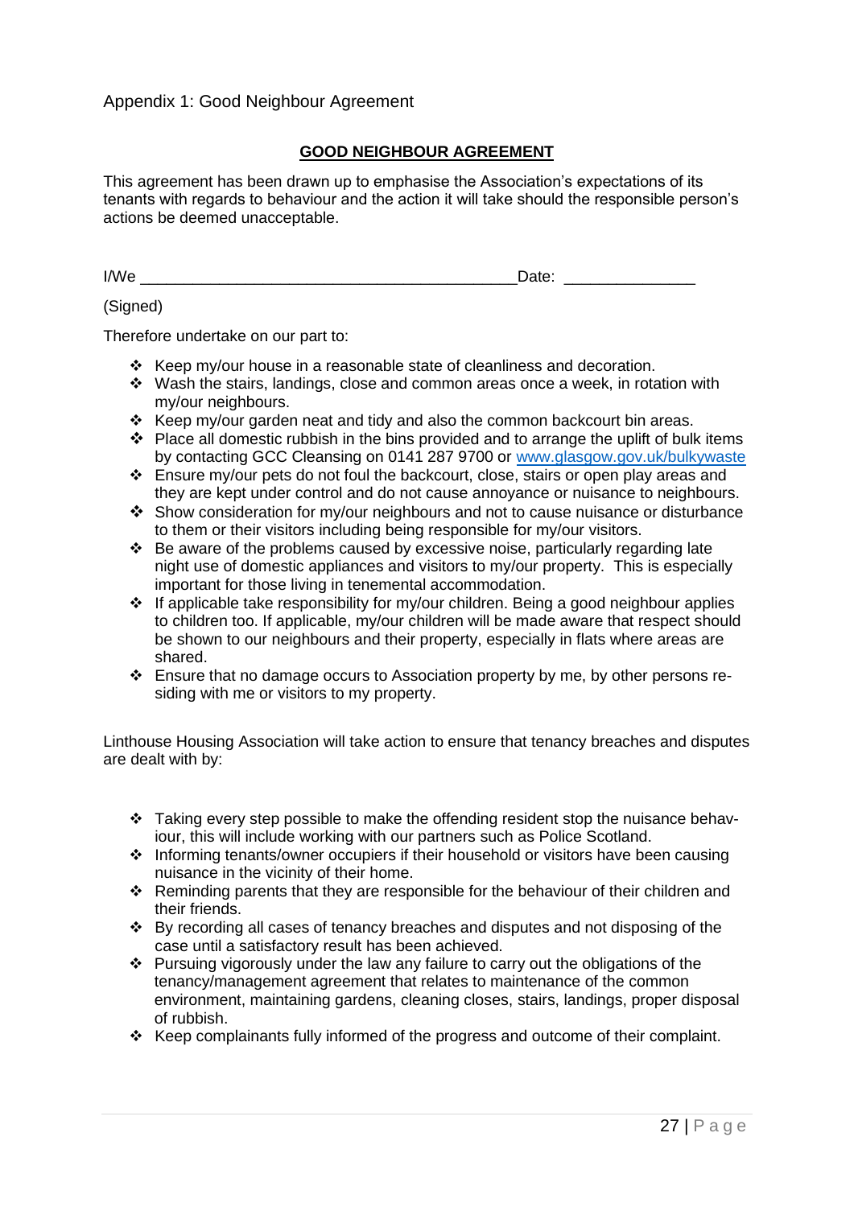Appendix 1: Good Neighbour Agreement

## GOOD NEIGHBOUR AGREEMENT

This agreement has been drawn up to emphasise the Association's expectations of its tenants with regards to behaviour and the action it will take should the responsible person's actions be deemed unacceptable.

I/We ___________________________________________ Date: _______________

(Signed)

Therefore undertake on our part to:

- Keep my/our house in a reasonable state of cleanliness and decoration.
- Wash the stairs, landings, close and common areas once a week, in rotation with my/our neighbours.
- Keep my/our garden neat and tidy and also the common backcourt bin areas.
- Place all domestic rubbish in the bins provided and to arrange the uplift of bulk items by contacting GCC Cleansing on 0141 287 9700 or [www.glasgow.gov.uk/bulkywaste](http://www.glasgow.gov.uk/bulkywaste)
- Ensure my/our pets do not foul the backcourt, close, stairs or open play areas and they are kept under control and do not cause annoyance or nuisance to neighbours.
- Show consideration for my/our neighbours and not to cause nuisance or disturbance to them or their visitors including being responsible for my/our visitors.
- Be aware of the problems caused by excessive noise, particularly regarding late night use of domestic appliances and visitors to my/our property. This is especially important for those living in tenemental accommodation.
- If applicable take responsibility for my/our children. Being a good neighbour applies to children too. If applicable, my/our children will be made aware that respect should be shown to our neighbours and their property, especially in flats where areas are shared.
- Ensure that no damage occurs to Association property by me, by other persons residing with me or visitors to my property.

Linthouse Housing Association will take action to ensure that tenancy breaches and disputes are dealt with by:

- Taking every step possible to make the offending resident stop the nuisance behaviour, this will include working with our partners such as Police Scotland.
- Informing tenants/owner occupiers if their household or visitors have been causing nuisance in the vicinity of their home.
- Reminding parents that they are responsible for the behaviour of their children and their friends.
- By recording all cases of tenancy breaches and disputes and not disposing of the case until a satisfactory result has been achieved.
- Pursuing vigorously under the law any failure to carry out the obligations of the tenancy/management agreement that relates to maintenance of the common environment, maintaining gardens, cleaning closes, stairs, landings, proper disposal of rubbish.
- Keep complainants fully informed of the progress and outcome of their complaint.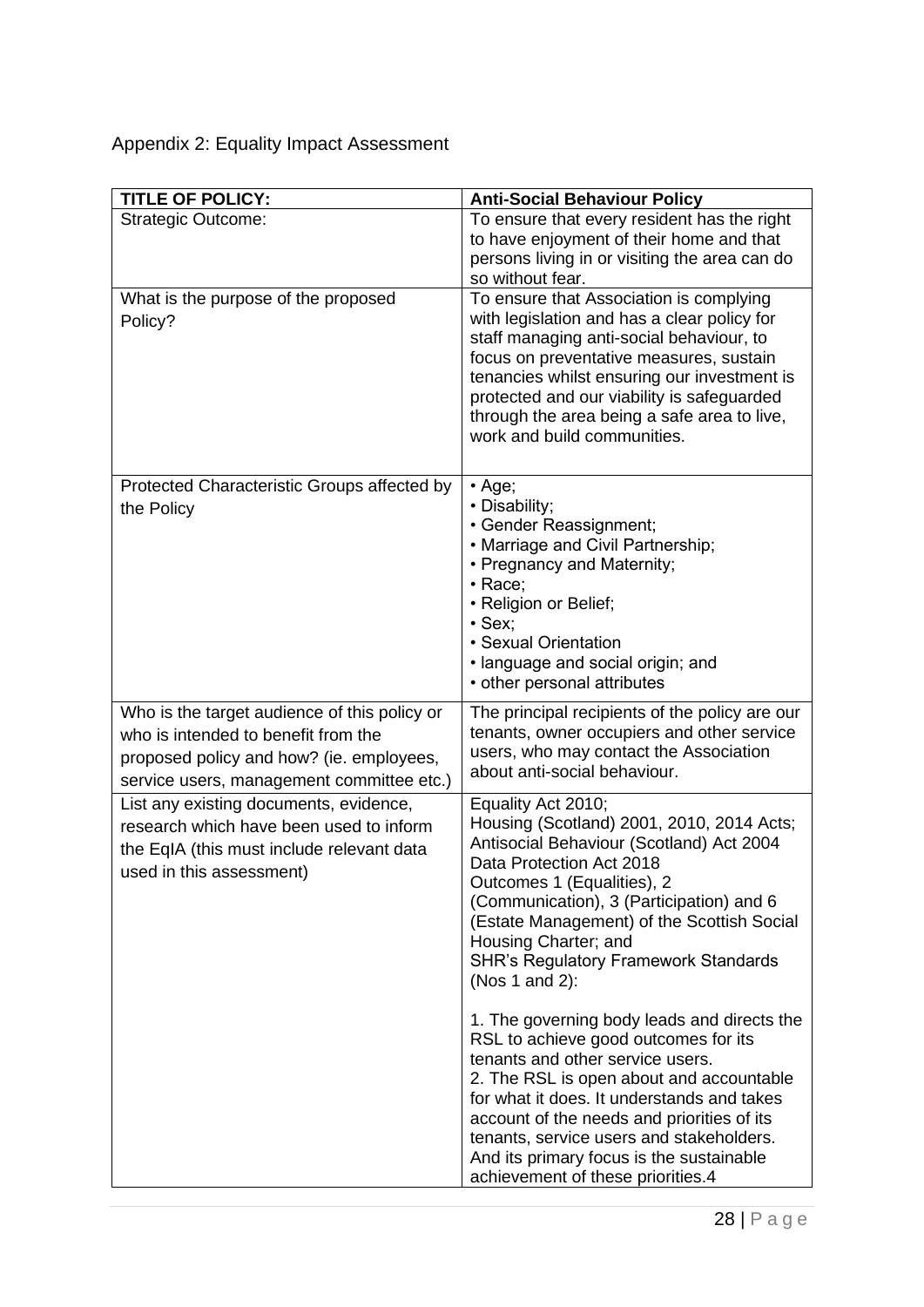Appendix 2: Equality Impact Assessment

| **TITLE OF POLICY:** | **Anti-Social Behaviour Policy** |
|---|---|
| Strategic Outcome: | To ensure that every resident has the right to have enjoyment of their home and that persons living in or visiting the area can do so without fear. |
| What is the purpose of the proposed Policy? | To ensure that Association is complying with legislation and has a clear policy for staff managing anti-social behaviour, to focus on preventative measures, sustain tenancies whilst ensuring our investment is protected and our viability is safeguarded through the area being a safe area to live, work and build communities. |
| Protected Characteristic Groups affected by the Policy | • Age;<br>• Disability;<br>• Gender Reassignment;<br>• Marriage and Civil Partnership;<br>• Pregnancy and Maternity;<br>• Race;<br>• Religion or Belief;<br>• Sex;<br>• Sexual Orientation<br>• language and social origin; and<br>• other personal attributes |
| Who is the target audience of this policy or who is intended to benefit from the proposed policy and how? (ie. employees, service users, management committee etc.) | The principal recipients of the policy are our tenants, owner occupiers and other service users, who may contact the Association about anti-social behaviour. |
| List any existing documents, evidence, research which have been used to inform the EqIA (this must include relevant data used in this assessment) | Equality Act 2010;<br>Housing (Scotland) 2001, 2010, 2014 Acts;<br>Antisocial Behaviour (Scotland) Act 2004<br>Data Protection Act 2018<br>Outcomes 1 (Equalities), 2 (Communication), 3 (Participation) and 6 (Estate Management) of the Scottish Social Housing Charter; and<br>SHR's Regulatory Framework Standards (Nos 1 and 2):<br><br>1. The governing body leads and directs the RSL to achieve good outcomes for its tenants and other service users.<br>2. The RSL is open about and accountable for what it does. It understands and takes account of the needs and priorities of its tenants, service users and stakeholders. And its primary focus is the sustainable achievement of these priorities.4 |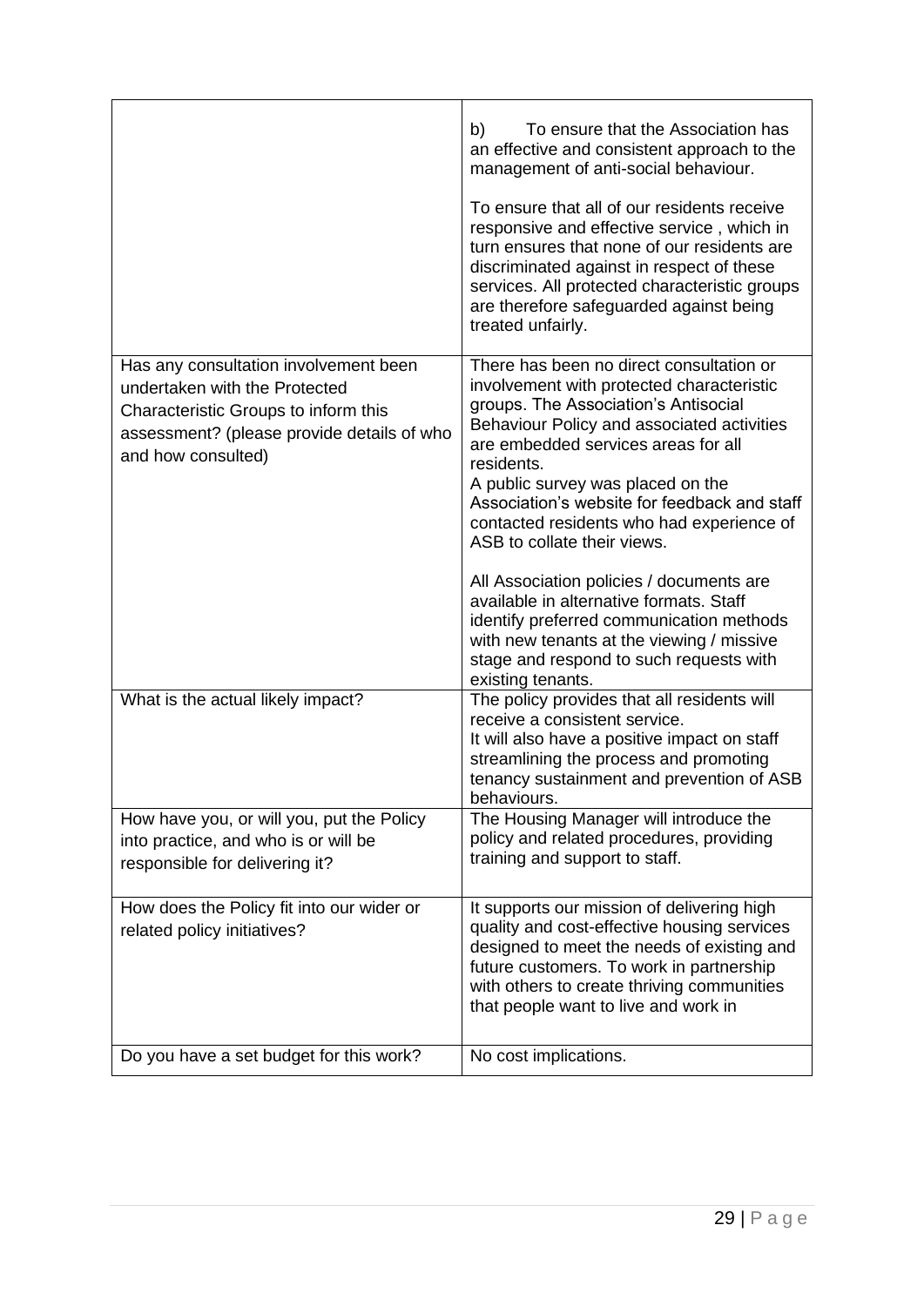| | |
|---|---|
| | b) To ensure that the Association has an effective and consistent approach to the management of anti-social behaviour.<br><br>To ensure that all of our residents receive responsive and effective service , which in turn ensures that none of our residents are discriminated against in respect of these services. All protected characteristic groups are therefore safeguarded against being treated unfairly. |
| Has any consultation involvement been undertaken with the Protected Characteristic Groups to inform this assessment? (please provide details of who and how consulted) | There has been no direct consultation or involvement with protected characteristic groups. The Association's Antisocial Behaviour Policy and associated activities are embedded services areas for all residents.<br>A public survey was placed on the Association's website for feedback and staff contacted residents who had experience of ASB to collate their views.<br><br>All Association policies / documents are available in alternative formats. Staff identify preferred communication methods with new tenants at the viewing / missive stage and respond to such requests with existing tenants. |
| What is the actual likely impact? | The policy provides that all residents will receive a consistent service.<br>It will also have a positive impact on staff streamlining the process and promoting tenancy sustainment and prevention of ASB behaviours. |
| How have you, or will you, put the Policy into practice, and who is or will be responsible for delivering it? | The Housing Manager will introduce the policy and related procedures, providing training and support to staff. |
| How does the Policy fit into our wider or related policy initiatives? | It supports our mission of delivering high quality and cost-effective housing services designed to meet the needs of existing and future customers. To work in partnership with others to create thriving communities that people want to live and work in |
| Do you have a set budget for this work? | No cost implications. |